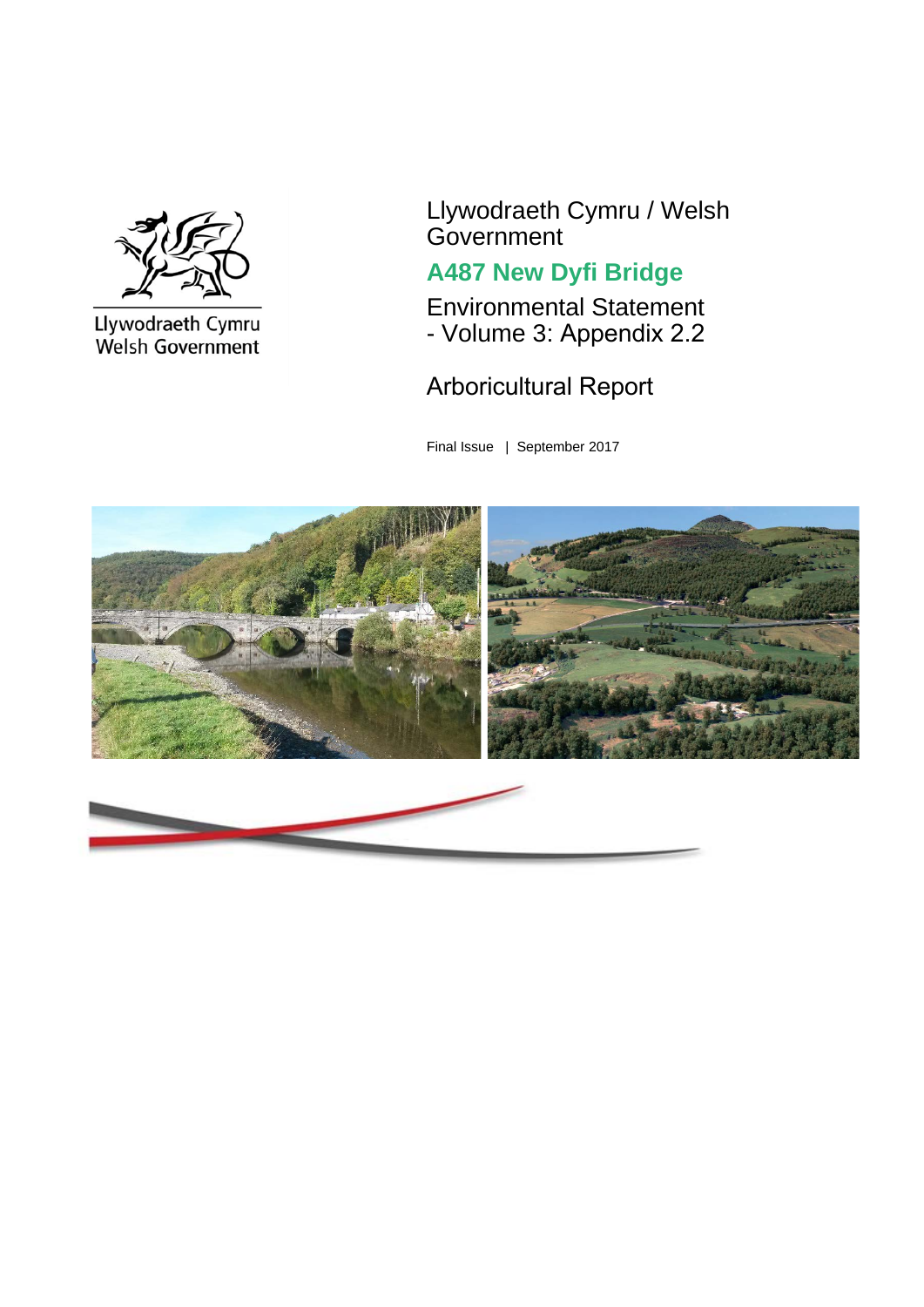Llywodraeth Cymru
Welsh Government

Llywodraeth Cymru / Welsh Government

# A487 New Dyfi Bridge

Environmental Statement - Volume 3: Appendix 2.2

## Arboricultural Report

Final Issue | September 2017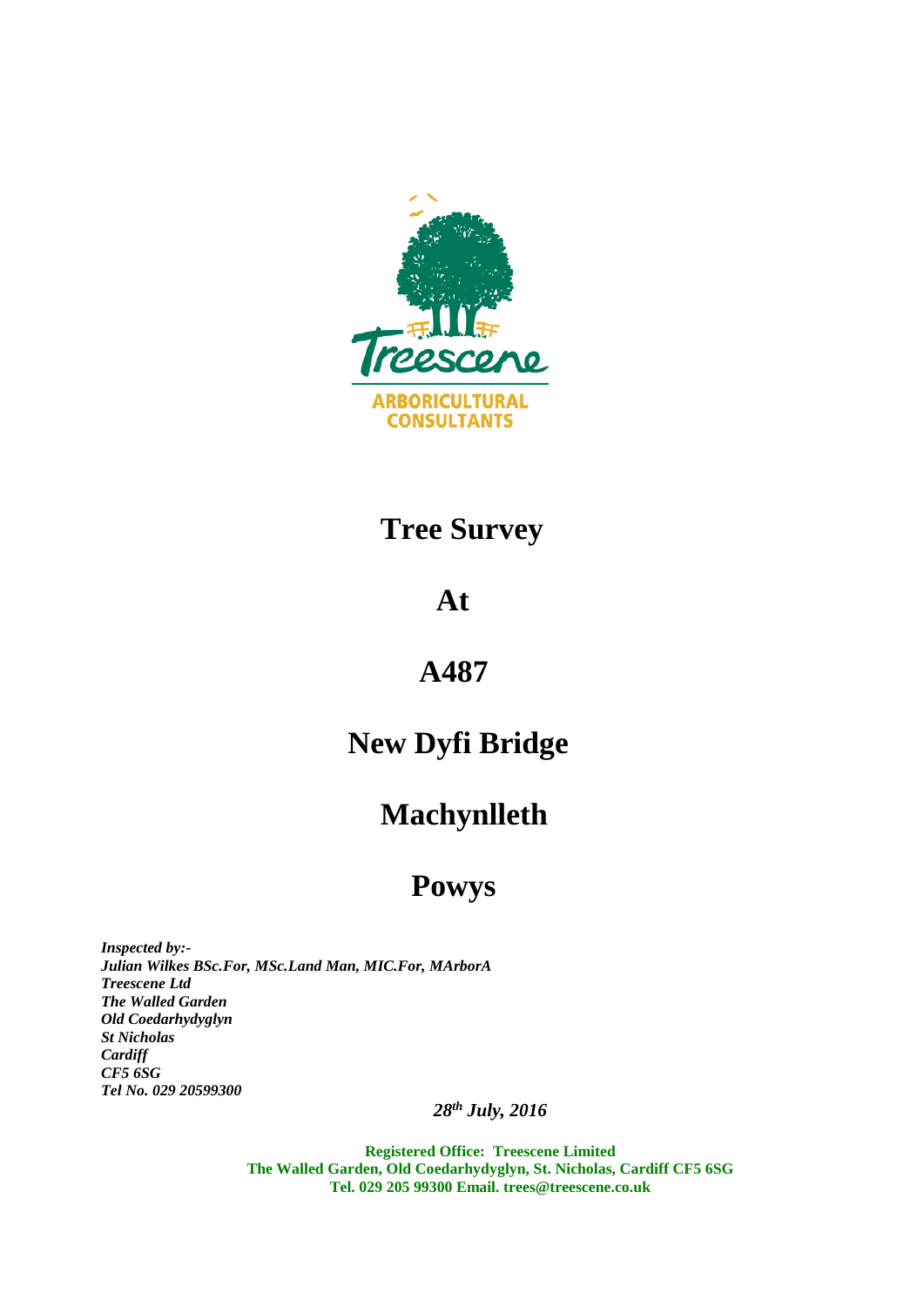Treescene

ARBORICULTURAL CONSULTANTS

# Tree Survey

# At

# A487

# New Dyfi Bridge

# Machynlleth

# Powys

***Inspected by:-***
***Julian Wilkes BSc.For, MSc.Land Man, MIC.For, MArborA***
***Treescene Ltd***
***The Walled Garden***
***Old Coedarhydyglyn***
***St Nicholas***
***Cardiff***
***CF5 6SG***
***Tel No. 029 20599300***

***28th July, 2016***

**Registered Office: Treescene Limited**
**The Walled Garden, Old Coedarhydyglyn, St. Nicholas, Cardiff CF5 6SG**
**Tel. 029 205 99300 Email. trees@treescene.co.uk**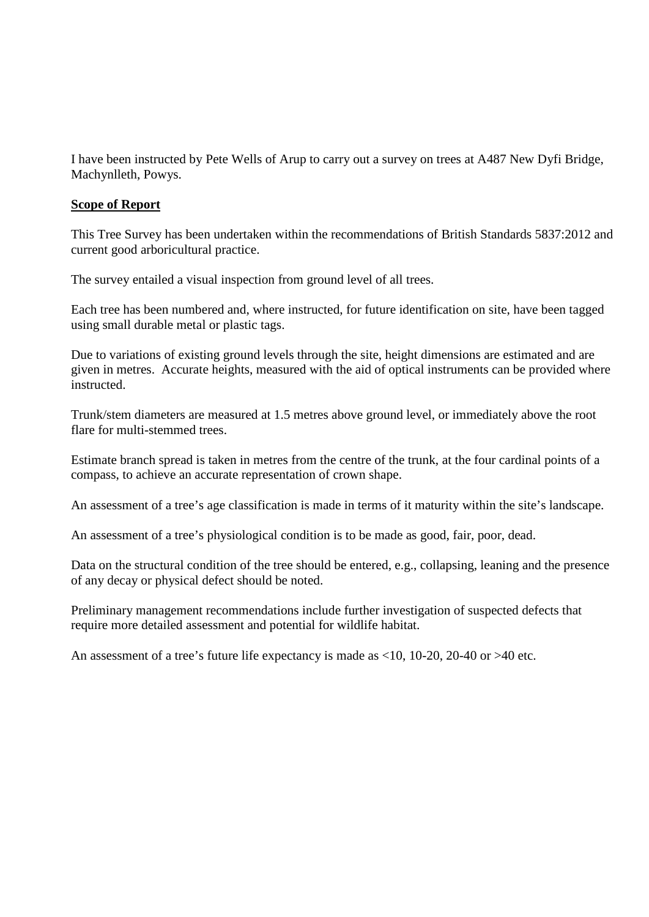I have been instructed by Pete Wells of Arup to carry out a survey on trees at A487 New Dyfi Bridge, Machynlleth, Powys.

**Scope of Report**

This Tree Survey has been undertaken within the recommendations of British Standards 5837:2012 and current good arboricultural practice.

The survey entailed a visual inspection from ground level of all trees.

Each tree has been numbered and, where instructed, for future identification on site, have been tagged using small durable metal or plastic tags.

Due to variations of existing ground levels through the site, height dimensions are estimated and are given in metres. Accurate heights, measured with the aid of optical instruments can be provided where instructed.

Trunk/stem diameters are measured at 1.5 metres above ground level, or immediately above the root flare for multi-stemmed trees.

Estimate branch spread is taken in metres from the centre of the trunk, at the four cardinal points of a compass, to achieve an accurate representation of crown shape.

An assessment of a tree's age classification is made in terms of it maturity within the site's landscape.

An assessment of a tree's physiological condition is to be made as good, fair, poor, dead.

Data on the structural condition of the tree should be entered, e.g., collapsing, leaning and the presence of any decay or physical defect should be noted.

Preliminary management recommendations include further investigation of suspected defects that require more detailed assessment and potential for wildlife habitat.

An assessment of a tree's future life expectancy is made as <10, 10-20, 20-40 or >40 etc.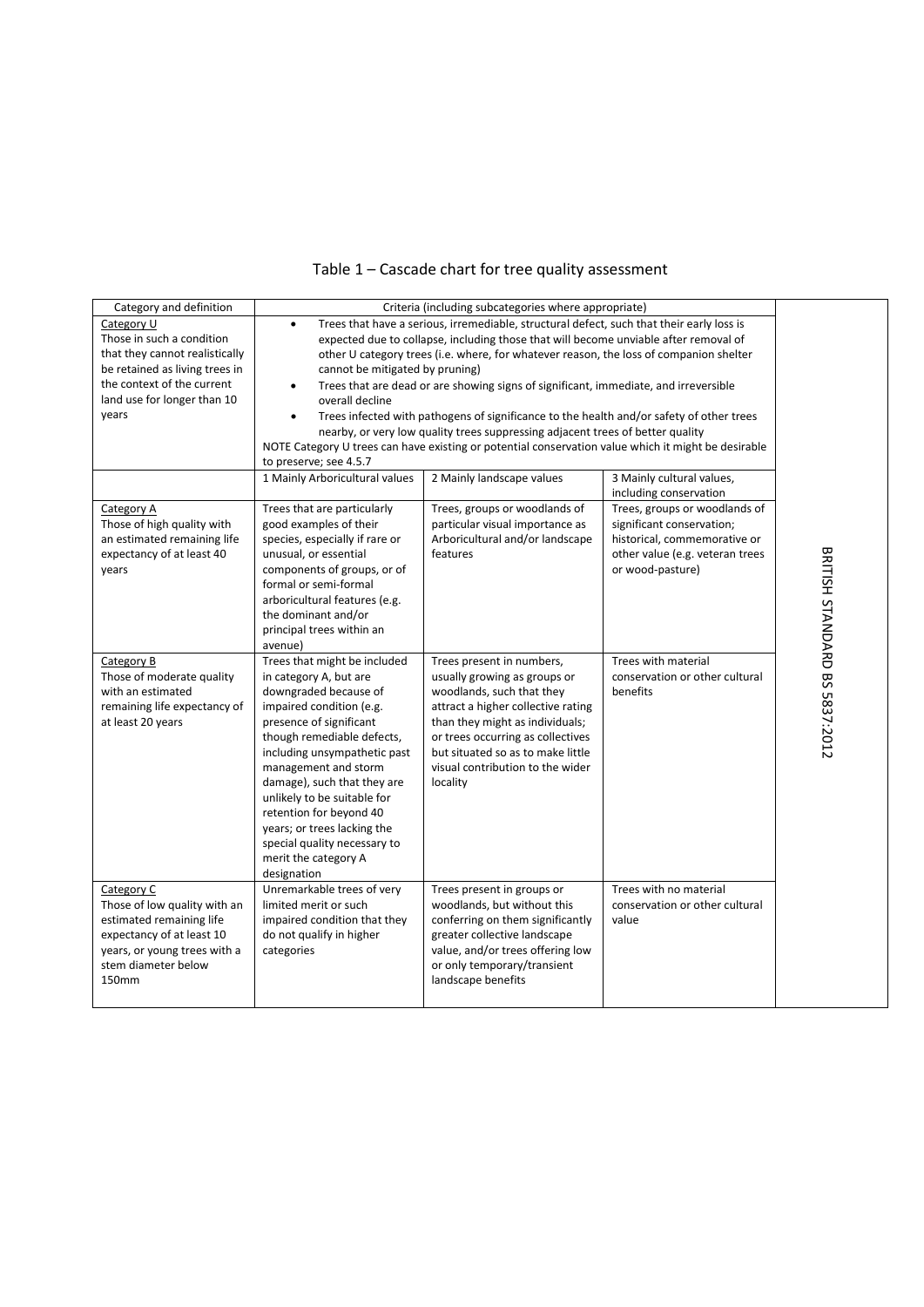# Table 1 – Cascade chart for tree quality assessment

| Category and definition | Criteria (including subcategories where appropriate) | | |
|---|---|---|---|
| Category U<br>Those in such a condition that they cannot realistically be retained as living trees in the context of the current land use for longer than 10 years | • Trees that have a serious, irremediable, structural defect, such that their early loss is expected due to collapse, including those that will become unviable after removal of other U category trees (i.e. where, for whatever reason, the loss of companion shelter cannot be mitigated by pruning)<br>• Trees that are dead or are showing signs of significant, immediate, and irreversible overall decline<br>• Trees infected with pathogens of significance to the health and/or safety of other trees nearby, or very low quality trees suppressing adjacent trees of better quality<br>NOTE Category U trees can have existing or potential conservation value which it might be desirable to preserve; see 4.5.7 | | |
| | 1 Mainly Arboricultural values | 2 Mainly landscape values | 3 Mainly cultural values, including conservation |
| Category A<br>Those of high quality with an estimated remaining life expectancy of at least 40 years | Trees that are particularly good examples of their species, especially if rare or unusual, or essential components of groups, or of formal or semi-formal arboricultural features (e.g. the dominant and/or principal trees within an avenue) | Trees, groups or woodlands of particular visual importance as Arboricultural and/or landscape features | Trees, groups or woodlands of significant conservation; historical, commemorative or other value (e.g. veteran trees or wood-pasture) |
| Category B<br>Those of moderate quality with an estimated remaining life expectancy of at least 20 years | Trees that might be included in category A, but are downgraded because of impaired condition (e.g. presence of significant though remediable defects, including unsympathetic past management and storm damage), such that they are unlikely to be suitable for retention for beyond 40 years; or trees lacking the special quality necessary to merit the category A designation | Trees present in numbers, usually growing as groups or woodlands, such that they attract a higher collective rating than they might as individuals; or trees occurring as collectives but situated so as to make little visual contribution to the wider locality | Trees with material conservation or other cultural benefits |
| Category C<br>Those of low quality with an estimated remaining life expectancy of at least 10 years, or young trees with a stem diameter below 150mm | Unremarkable trees of very limited merit or such impaired condition that they do not qualify in higher categories | Trees present in groups or woodlands, but without this conferring on them significantly greater collective landscape value, and/or trees offering low or only temporary/transient landscape benefits | Trees with no material conservation or other cultural value |

BRITISH STANDARD BS 5837:2012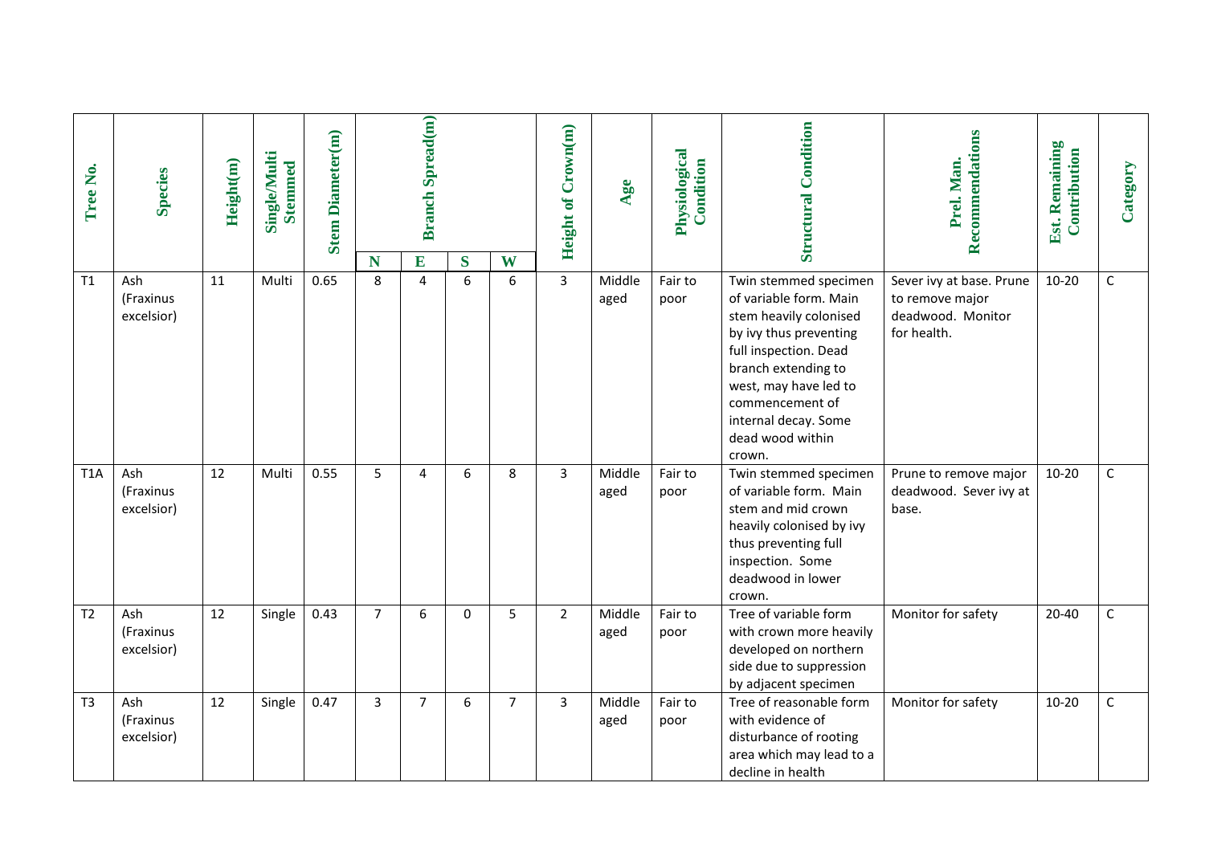| Tree No. | Species | Height(m) | Single/Multi Stemmed | Stem Diameter(m) | Branch Spread(m) | | | | Height of Crown(m) | Age | Physiological Condition | Structural Condition | Prel. Man. Recommendations | Est. Remaining Contribution | Category |
|---|---|---|---|---|---|---|---|---|---|---|---|---|---|---|---|
| | | | | | N | E | S | W | | | | | | | |
| T1 | Ash (Fraxinus excelsior) | 11 | Multi | 0.65 | 8 | 4 | 6 | 6 | 3 | Middle aged | Fair to poor | Twin stemmed specimen of variable form. Main stem heavily colonised by ivy thus preventing full inspection. Dead branch extending to west, may have led to commencement of internal decay. Some dead wood within crown. | Sever ivy at base. Prune to remove major deadwood. Monitor for health. | 10-20 | C |
| T1A | Ash (Fraxinus excelsior) | 12 | Multi | 0.55 | 5 | 4 | 6 | 8 | 3 | Middle aged | Fair to poor | Twin stemmed specimen of variable form. Main stem and mid crown heavily colonised by ivy thus preventing full inspection. Some deadwood in lower crown. | Prune to remove major deadwood. Sever ivy at base. | 10-20 | C |
| T2 | Ash (Fraxinus excelsior) | 12 | Single | 0.43 | 7 | 6 | 0 | 5 | 2 | Middle aged | Fair to poor | Tree of variable form with crown more heavily developed on northern side due to suppression by adjacent specimen | Monitor for safety | 20-40 | C |
| T3 | Ash (Fraxinus excelsior) | 12 | Single | 0.47 | 3 | 7 | 6 | 7 | 3 | Middle aged | Fair to poor | Tree of reasonable form with evidence of disturbance of rooting area which may lead to a decline in health | Monitor for safety | 10-20 | C |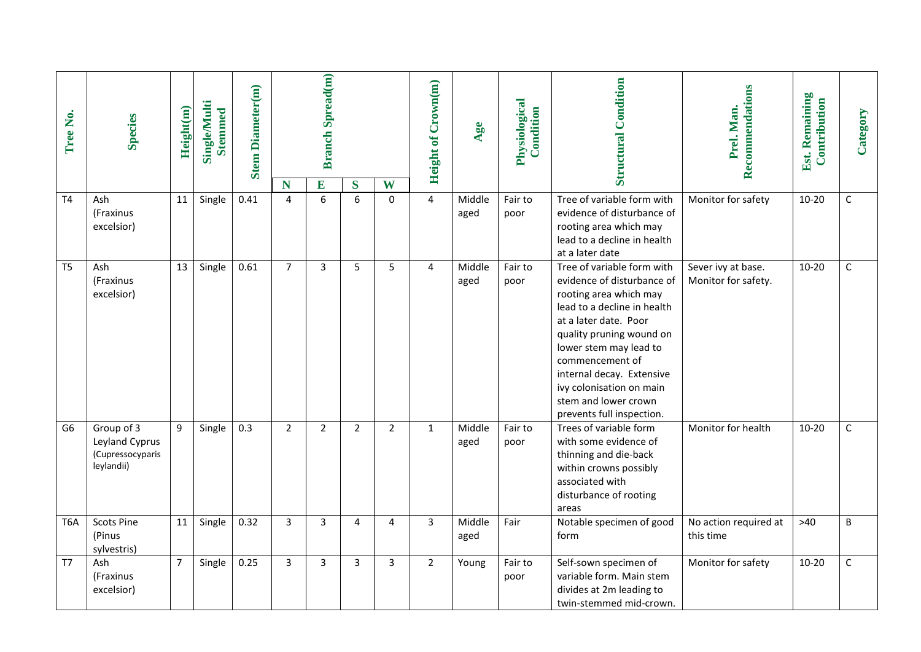| Tree No. | Species | Height(m) | Single/Multi Stemmed | Stem Diameter(m) | Branch Spread(m) | | | | Height of Crown(m) | Age | Physiological Condition | Structural Condition | Prel. Man. Recommendations | Est. Remaining Contribution | Category |
|---|---|---|---|---|---|---|---|---|---|---|---|---|---|---|---|
| | | | | | N | E | S | W | | | | | | | |
| T4 | Ash (Fraxinus excelsior) | 11 | Single | 0.41 | 4 | 6 | 6 | 0 | 4 | Middle aged | Fair to poor | Tree of variable form with evidence of disturbance of rooting area which may lead to a decline in health at a later date | Monitor for safety | 10-20 | C |
| T5 | Ash (Fraxinus excelsior) | 13 | Single | 0.61 | 7 | 3 | 5 | 5 | 4 | Middle aged | Fair to poor | Tree of variable form with evidence of disturbance of rooting area which may lead to a decline in health at a later date. Poor quality pruning wound on lower stem may lead to commencement of internal decay. Extensive ivy colonisation on main stem and lower crown prevents full inspection. | Sever ivy at base. Monitor for safety. | 10-20 | C |
| G6 | Group of 3 Leyland Cyprus (Cupressocyparis leylandii) | 9 | Single | 0.3 | 2 | 2 | 2 | 2 | 1 | Middle aged | Fair to poor | Trees of variable form with some evidence of thinning and die-back within crowns possibly associated with disturbance of rooting areas | Monitor for health | 10-20 | C |
| T6A | Scots Pine (Pinus sylvestris) | 11 | Single | 0.32 | 3 | 3 | 4 | 4 | 3 | Middle aged | Fair | Notable specimen of good form | No action required at this time | >40 | B |
| T7 | Ash (Fraxinus excelsior) | 7 | Single | 0.25 | 3 | 3 | 3 | 3 | 2 | Young | Fair to poor | Self-sown specimen of variable form. Main stem divides at 2m leading to twin-stemmed mid-crown. | Monitor for safety | 10-20 | C |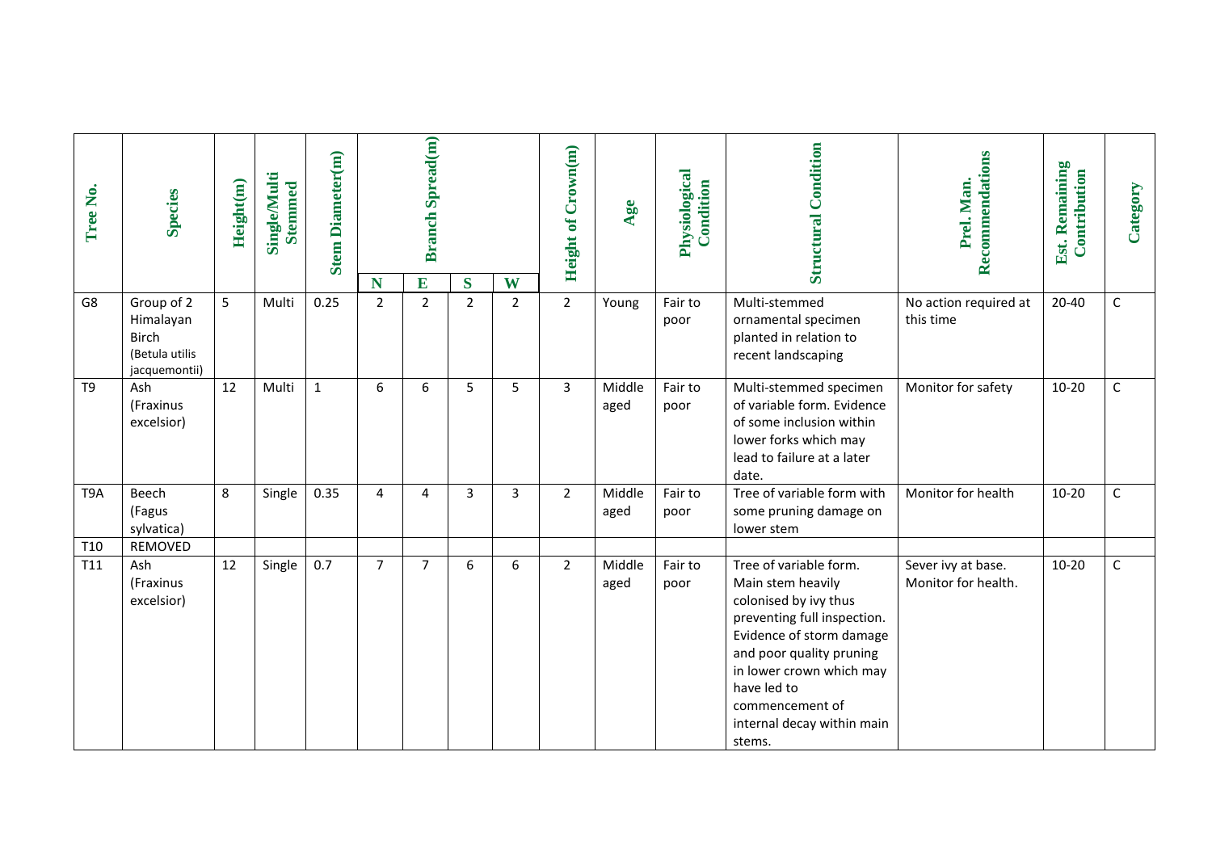| Tree No. | Species | Height(m) | Single/Multi Stemmed | Stem Diameter(m) | Branch Spread(m) | | | | Height of Crown(m) | Age | Physiological Condition | Structural Condition | Prel. Man. Recommendations | Est. Remaining Contribution | Category |
|---|---|---|---|---|---|---|---|---|---|---|---|---|---|---|---|
| | | | | | N | E | S | W | | | | | | | |
| G8 | Group of 2 Himalayan Birch (Betula utilis jacquemontii) | 5 | Multi | 0.25 | 2 | 2 | 2 | 2 | 2 | Young | Fair to poor | Multi-stemmed ornamental specimen planted in relation to recent landscaping | No action required at this time | 20-40 | C |
| T9 | Ash (Fraxinus excelsior) | 12 | Multi | 1 | 6 | 6 | 5 | 5 | 3 | Middle aged | Fair to poor | Multi-stemmed specimen of variable form. Evidence of some inclusion within lower forks which may lead to failure at a later date. | Monitor for safety | 10-20 | C |
| T9A | Beech (Fagus sylvatica) | 8 | Single | 0.35 | 4 | 4 | 3 | 3 | 2 | Middle aged | Fair to poor | Tree of variable form with some pruning damage on lower stem | Monitor for health | 10-20 | C |
| T10 | REMOVED | | | | | | | | | | | | | | |
| T11 | Ash (Fraxinus excelsior) | 12 | Single | 0.7 | 7 | 7 | 6 | 6 | 2 | Middle aged | Fair to poor | Tree of variable form. Main stem heavily colonised by ivy thus preventing full inspection. Evidence of storm damage and poor quality pruning in lower crown which may have led to commencement of internal decay within main stems. | Sever ivy at base. Monitor for health. | 10-20 | C |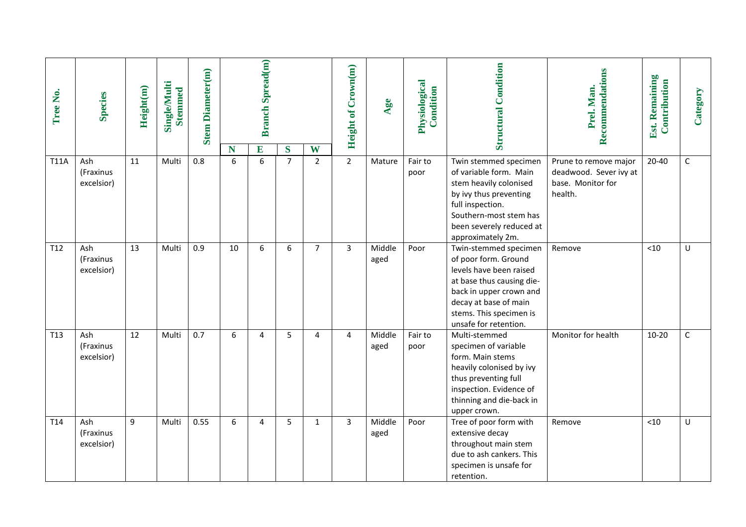| Tree No. | Species | Height(m) | Single/Multi Stemmed | Stem Diameter(m) | Branch Spread(m) | | | | Height of Crown(m) | Age | Physiological Condition | Structural Condition | Prel. Man. Recommendations | Est. Remaining Contribution | Category |
|---|---|---|---|---|---|---|---|---|---|---|---|---|---|---|---|
| | | | | | N | E | S | W | | | | | | | |
| T11A | Ash (Fraxinus excelsior) | 11 | Multi | 0.8 | 6 | 6 | 7 | 2 | 2 | Mature | Fair to poor | Twin stemmed specimen of variable form. Main stem heavily colonised by ivy thus preventing full inspection. Southern-most stem has been severely reduced at approximately 2m. | Prune to remove major deadwood. Sever ivy at base. Monitor for health. | 20-40 | C |
| T12 | Ash (Fraxinus excelsior) | 13 | Multi | 0.9 | 10 | 6 | 6 | 7 | 3 | Middle aged | Poor | Twin-stemmed specimen of poor form. Ground levels have been raised at base thus causing die-back in upper crown and decay at base of main stems. This specimen is unsafe for retention. | Remove | <10 | U |
| T13 | Ash (Fraxinus excelsior) | 12 | Multi | 0.7 | 6 | 4 | 5 | 4 | 4 | Middle aged | Fair to poor | Multi-stemmed specimen of variable form. Main stems heavily colonised by ivy thus preventing full inspection. Evidence of thinning and die-back in upper crown. | Monitor for health | 10-20 | C |
| T14 | Ash (Fraxinus excelsior) | 9 | Multi | 0.55 | 6 | 4 | 5 | 1 | 3 | Middle aged | Poor | Tree of poor form with extensive decay throughout main stem due to ash cankers. This specimen is unsafe for retention. | Remove | <10 | U |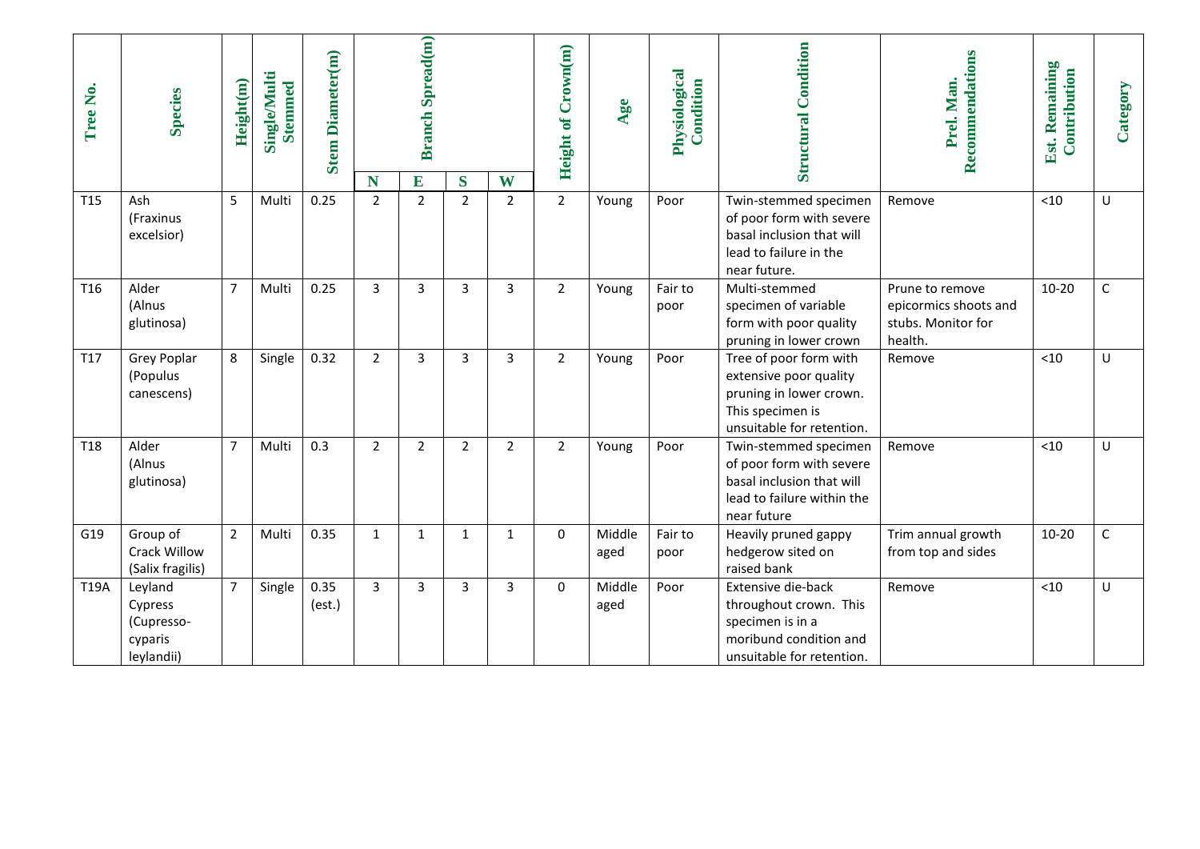| Tree No. | Species | Height(m) | Single/Multi Stemmed | Stem Diameter(m) | Branch Spread(m) | | | | Height of Crown(m) | Age | Physiological Condition | Structural Condition | Prel. Man. Recommendations | Est. Remaining Contribution | Category |
|---|---|---|---|---|---|---|---|---|---|---|---|---|---|---|---|
| | | | | | N | E | S | W | | | | | | | |
| T15 | Ash (Fraxinus excelsior) | 5 | Multi | 0.25 | 2 | 2 | 2 | 2 | 2 | Young | Poor | Twin-stemmed specimen of poor form with severe basal inclusion that will lead to failure in the near future. | Remove | <10 | U |
| T16 | Alder (Alnus glutinosa) | 7 | Multi | 0.25 | 3 | 3 | 3 | 3 | 2 | Young | Fair to poor | Multi-stemmed specimen of variable form with poor quality pruning in lower crown | Prune to remove epicormics shoots and stubs. Monitor for health. | 10-20 | C |
| T17 | Grey Poplar (Populus canescens) | 8 | Single | 0.32 | 2 | 3 | 3 | 3 | 2 | Young | Poor | Tree of poor form with extensive poor quality pruning in lower crown. This specimen is unsuitable for retention. | Remove | <10 | U |
| T18 | Alder (Alnus glutinosa) | 7 | Multi | 0.3 | 2 | 2 | 2 | 2 | 2 | Young | Poor | Twin-stemmed specimen of poor form with severe basal inclusion that will lead to failure within the near future | Remove | <10 | U |
| G19 | Group of Crack Willow (Salix fragilis) | 2 | Multi | 0.35 | 1 | 1 | 1 | 1 | 0 | Middle aged | Fair to poor | Heavily pruned gappy hedgerow sited on raised bank | Trim annual growth from top and sides | 10-20 | C |
| T19A | Leyland Cypress (Cupresso-cyparis leylandii) | 7 | Single | 0.35 (est.) | 3 | 3 | 3 | 3 | 0 | Middle aged | Poor | Extensive die-back throughout crown. This specimen is in a moribund condition and unsuitable for retention. | Remove | <10 | U |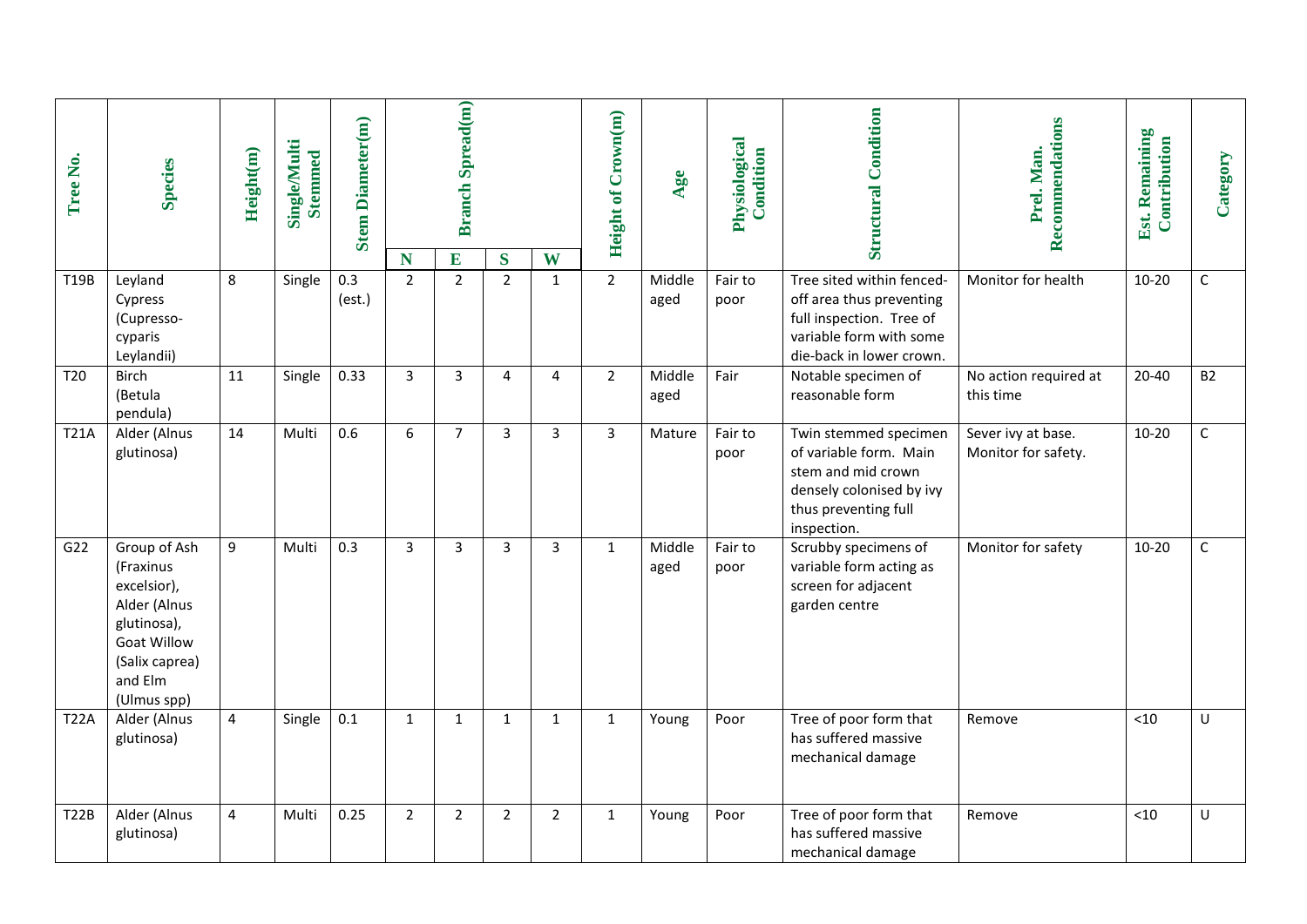| Tree No. | Species | Height(m) | Single/Multi Stemmed | Stem Diameter(m) | Branch Spread(m) | | | | Height of Crown(m) | Age | Physiological Condition | Structural Condition | Prel. Man. Recommendations | Est. Remaining Contribution | Category |
|---|---|---|---|---|---|---|---|---|---|---|---|---|---|---|---|
| | | | | | N | E | S | W | | | | | | | |
| T19B | Leyland Cypress (Cupresso-cyparis Leylandii) | 8 | Single | 0.3 (est.) | 2 | 2 | 2 | 1 | 2 | Middle aged | Fair to poor | Tree sited within fenced-off area thus preventing full inspection. Tree of variable form with some die-back in lower crown. | Monitor for health | 10-20 | C |
| T20 | Birch (Betula pendula) | 11 | Single | 0.33 | 3 | 3 | 4 | 4 | 2 | Middle aged | Fair | Notable specimen of reasonable form | No action required at this time | 20-40 | B2 |
| T21A | Alder (Alnus glutinosa) | 14 | Multi | 0.6 | 6 | 7 | 3 | 3 | 3 | Mature | Fair to poor | Twin stemmed specimen of variable form. Main stem and mid crown densely colonised by ivy thus preventing full inspection. | Sever ivy at base. Monitor for safety. | 10-20 | C |
| G22 | Group of Ash (Fraxinus excelsior), Alder (Alnus glutinosa), Goat Willow (Salix caprea) and Elm (Ulmus spp) | 9 | Multi | 0.3 | 3 | 3 | 3 | 3 | 1 | Middle aged | Fair to poor | Scrubby specimens of variable form acting as screen for adjacent garden centre | Monitor for safety | 10-20 | C |
| T22A | Alder (Alnus glutinosa) | 4 | Single | 0.1 | 1 | 1 | 1 | 1 | 1 | Young | Poor | Tree of poor form that has suffered massive mechanical damage | Remove | <10 | U |
| T22B | Alder (Alnus glutinosa) | 4 | Multi | 0.25 | 2 | 2 | 2 | 2 | 1 | Young | Poor | Tree of poor form that has suffered massive mechanical damage | Remove | <10 | U |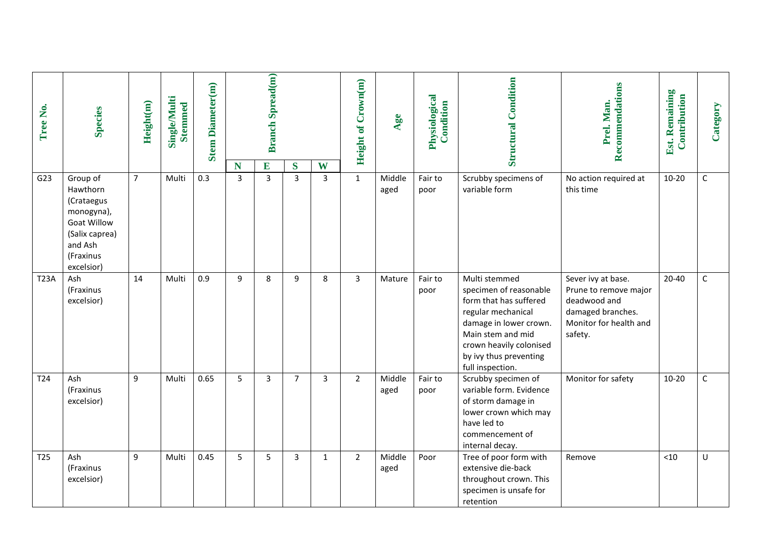| Tree No. | Species | Height(m) | Single/Multi Stemmed | Stem Diameter(m) | Branch Spread(m) | | | | Height of Crown(m) | Age | Physiological Condition | Structural Condition | Prel. Man. Recommendations | Est. Remaining Contribution | Category |
|---|---|---|---|---|---|---|---|---|---|---|---|---|---|---|---|
| | | | | | N | E | S | W | | | | | | | |
| G23 | Group of Hawthorn (Crataegus monogyna), Goat Willow (Salix caprea) and Ash (Fraxinus excelsior) | 7 | Multi | 0.3 | 3 | 3 | 3 | 3 | 1 | Middle aged | Fair to poor | Scrubby specimens of variable form | No action required at this time | 10-20 | C |
| T23A | Ash (Fraxinus excelsior) | 14 | Multi | 0.9 | 9 | 8 | 9 | 8 | 3 | Mature | Fair to poor | Multi stemmed specimen of reasonable form that has suffered regular mechanical damage in lower crown. Main stem and mid crown heavily colonised by ivy thus preventing full inspection. | Sever ivy at base. Prune to remove major deadwood and damaged branches. Monitor for health and safety. | 20-40 | C |
| T24 | Ash (Fraxinus excelsior) | 9 | Multi | 0.65 | 5 | 3 | 7 | 3 | 2 | Middle aged | Fair to poor | Scrubby specimen of variable form. Evidence of storm damage in lower crown which may have led to commencement of internal decay. | Monitor for safety | 10-20 | C |
| T25 | Ash (Fraxinus excelsior) | 9 | Multi | 0.45 | 5 | 5 | 3 | 1 | 2 | Middle aged | Poor | Tree of poor form with extensive die-back throughout crown. This specimen is unsafe for retention | Remove | <10 | U |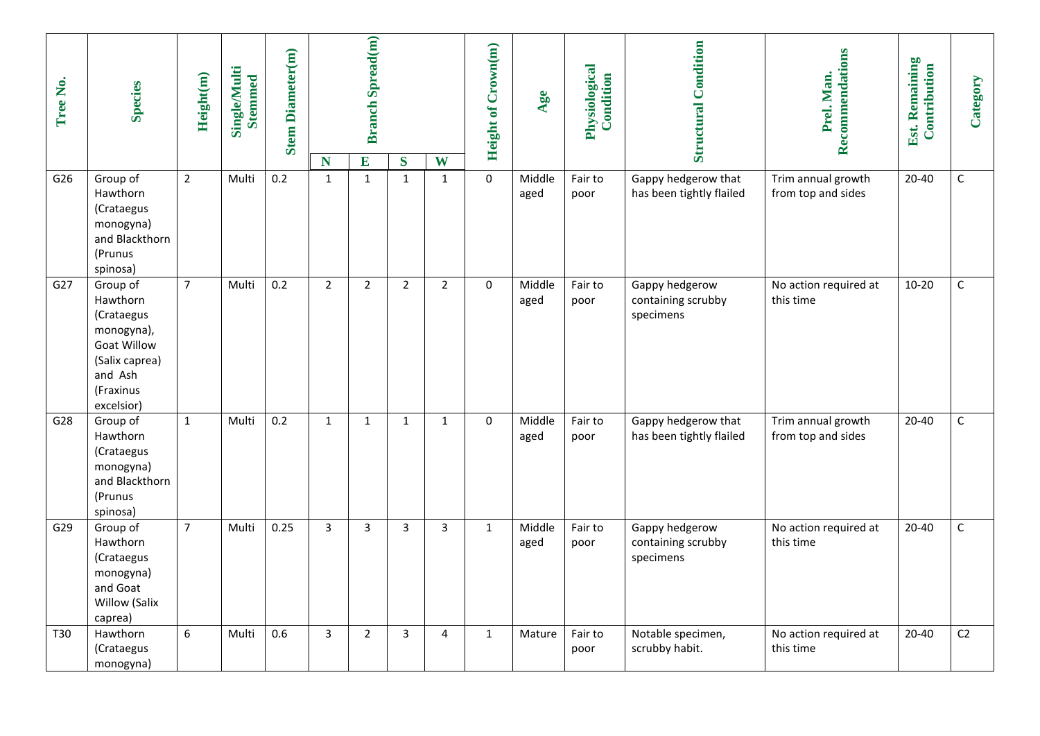| Tree No. | Species | Height(m) | Single/Multi Stemmed | Stem Diameter(m) | Branch Spread(m) | | | | Height of Crown(m) | Age | Physiological Condition | Structural Condition | Prel. Man. Recommendations | Est. Remaining Contribution | Category |
|---|---|---|---|---|---|---|---|---|---|---|---|---|---|---|---|
| | | | | | N | E | S | W | | | | | | | |
| G26 | Group of Hawthorn (Crataegus monogyna) and Blackthorn (Prunus spinosa) | 2 | Multi | 0.2 | 1 | 1 | 1 | 1 | 0 | Middle aged | Fair to poor | Gappy hedgerow that has been tightly flailed | Trim annual growth from top and sides | 20-40 | C |
| G27 | Group of Hawthorn (Crataegus monogyna), Goat Willow (Salix caprea) and Ash (Fraxinus excelsior) | 7 | Multi | 0.2 | 2 | 2 | 2 | 2 | 0 | Middle aged | Fair to poor | Gappy hedgerow containing scrubby specimens | No action required at this time | 10-20 | C |
| G28 | Group of Hawthorn (Crataegus monogyna) and Blackthorn (Prunus spinosa) | 1 | Multi | 0.2 | 1 | 1 | 1 | 1 | 0 | Middle aged | Fair to poor | Gappy hedgerow that has been tightly flailed | Trim annual growth from top and sides | 20-40 | C |
| G29 | Group of Hawthorn (Crataegus monogyna) and Goat Willow (Salix caprea) | 7 | Multi | 0.25 | 3 | 3 | 3 | 3 | 1 | Middle aged | Fair to poor | Gappy hedgerow containing scrubby specimens | No action required at this time | 20-40 | C |
| T30 | Hawthorn (Crataegus monogyna) | 6 | Multi | 0.6 | 3 | 2 | 3 | 4 | 1 | Mature | Fair to poor | Notable specimen, scrubby habit. | No action required at this time | 20-40 | C2 |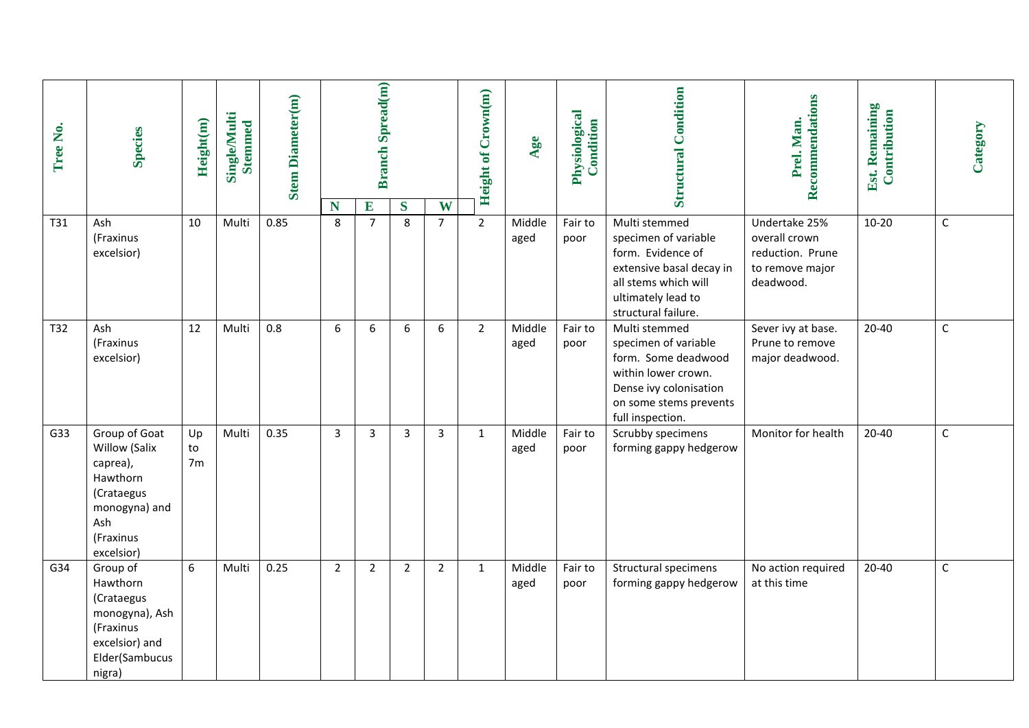| Tree No. | Species | Height(m) | Single/Multi Stemmed | Stem Diameter(m) | Branch Spread(m) | | | | Height of Crown(m) | Age | Physiological Condition | Structural Condition | Prel. Man. Recommendations | Est. Remaining Contribution | Category |
|---|---|---|---|---|---|---|---|---|---|---|---|---|---|---|---|
| | | | | | N | E | S | W | | | | | | | |
| T31 | Ash (Fraxinus excelsior) | 10 | Multi | 0.85 | 8 | 7 | 8 | 7 | 2 | Middle aged | Fair to poor | Multi stemmed specimen of variable form. Evidence of extensive basal decay in all stems which will ultimately lead to structural failure. | Undertake 25% overall crown reduction. Prune to remove major deadwood. | 10-20 | C |
| T32 | Ash (Fraxinus excelsior) | 12 | Multi | 0.8 | 6 | 6 | 6 | 6 | 2 | Middle aged | Fair to poor | Multi stemmed specimen of variable form. Some deadwood within lower crown. Dense ivy colonisation on some stems prevents full inspection. | Sever ivy at base. Prune to remove major deadwood. | 20-40 | C |
| G33 | Group of Goat Willow (Salix caprea), Hawthorn (Crataegus monogyna) and Ash (Fraxinus excelsior) | Up to 7m | Multi | 0.35 | 3 | 3 | 3 | 3 | 1 | Middle aged | Fair to poor | Scrubby specimens forming gappy hedgerow | Monitor for health | 20-40 | C |
| G34 | Group of Hawthorn (Crataegus monogyna), Ash (Fraxinus excelsior) and Elder(Sambucus nigra) | 6 | Multi | 0.25 | 2 | 2 | 2 | 2 | 1 | Middle aged | Fair to poor | Structural specimens forming gappy hedgerow | No action required at this time | 20-40 | C |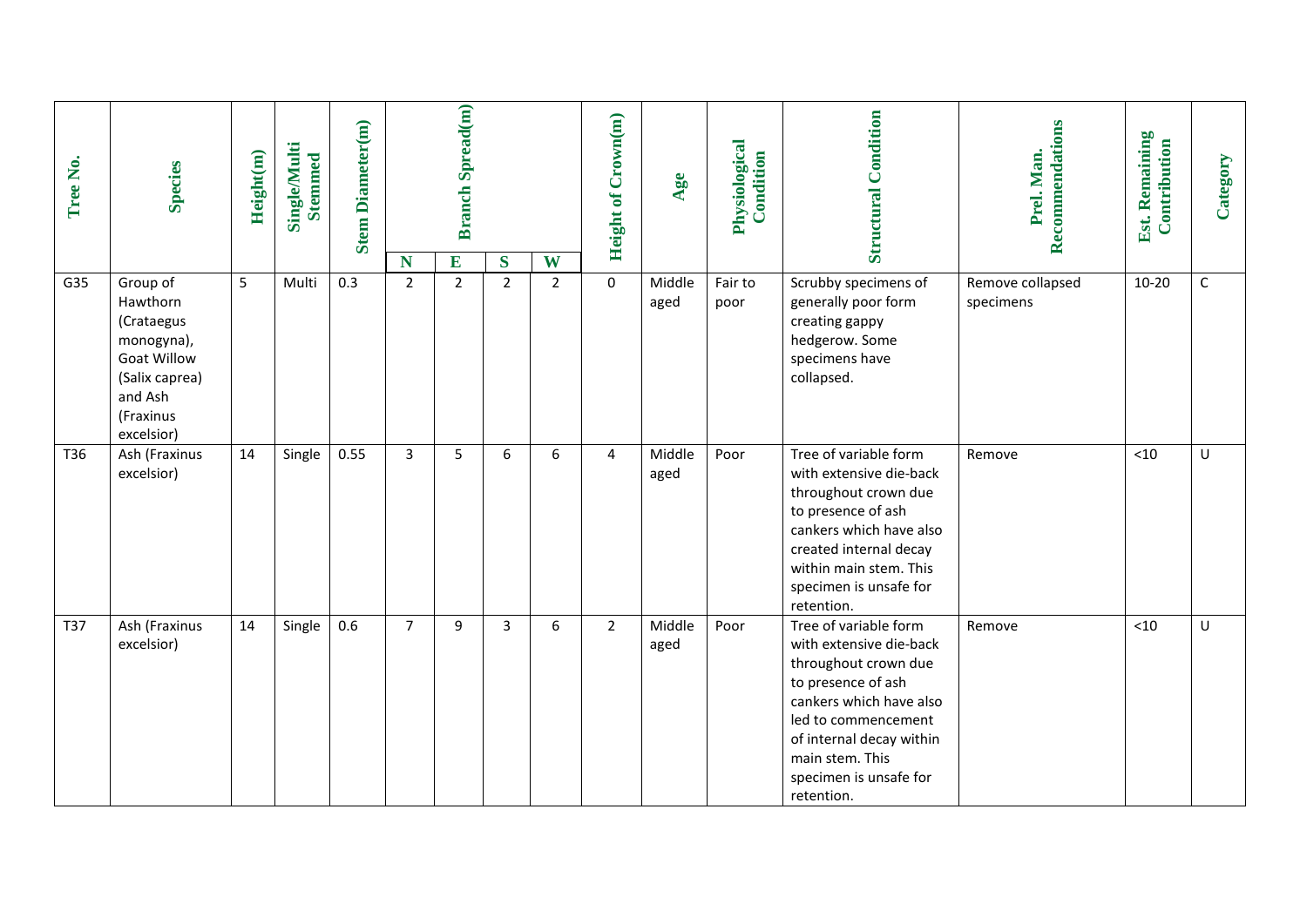| Tree No. | Species | Height(m) | Single/Multi Stemmed | Stem Diameter(m) | Branch Spread(m) | | | | Height of Crown(m) | Age | Physiological Condition | Structural Condition | Prel. Man. Recommendations | Est. Remaining Contribution | Category |
|---|---|---|---|---|---|---|---|---|---|---|---|---|---|---|---|
| | | | | | N | E | S | W | | | | | | | |
| G35 | Group of Hawthorn (Crataegus monogyna), Goat Willow (Salix caprea) and Ash (Fraxinus excelsior) | 5 | Multi | 0.3 | 2 | 2 | 2 | 2 | 0 | Middle aged | Fair to poor | Scrubby specimens of generally poor form creating gappy hedgerow. Some specimens have collapsed. | Remove collapsed specimens | 10-20 | C |
| T36 | Ash (Fraxinus excelsior) | 14 | Single | 0.55 | 3 | 5 | 6 | 6 | 4 | Middle aged | Poor | Tree of variable form with extensive die-back throughout crown due to presence of ash cankers which have also created internal decay within main stem. This specimen is unsafe for retention. | Remove | <10 | U |
| T37 | Ash (Fraxinus excelsior) | 14 | Single | 0.6 | 7 | 9 | 3 | 6 | 2 | Middle aged | Poor | Tree of variable form with extensive die-back throughout crown due to presence of ash cankers which have also led to commencement of internal decay within main stem. This specimen is unsafe for retention. | Remove | <10 | U |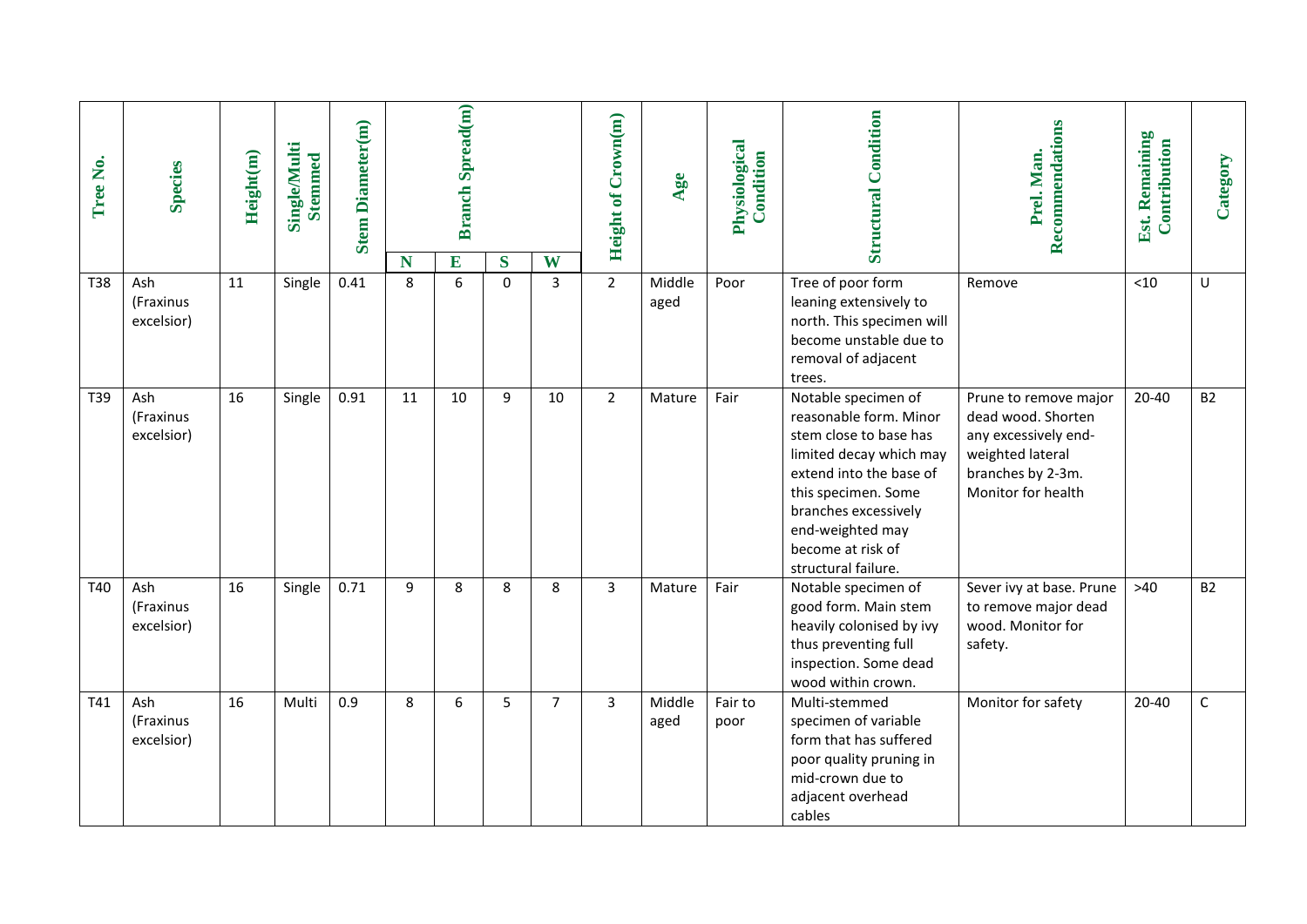| Tree No. | Species | Height(m) | Single/Multi Stemmed | Stem Diameter(m) | Branch Spread(m) | | | | Height of Crown(m) | Age | Physiological Condition | Structural Condition | Prel. Man. Recommendations | Est. Remaining Contribution | Category |
|---|---|---|---|---|---|---|---|---|---|---|---|---|---|---|---|
| | | | | | N | E | S | W | | | | | | | |
| T38 | Ash (Fraxinus excelsior) | 11 | Single | 0.41 | 8 | 6 | 0 | 3 | 2 | Middle aged | Poor | Tree of poor form leaning extensively to north. This specimen will become unstable due to removal of adjacent trees. | Remove | <10 | U |
| T39 | Ash (Fraxinus excelsior) | 16 | Single | 0.91 | 11 | 10 | 9 | 10 | 2 | Mature | Fair | Notable specimen of reasonable form. Minor stem close to base has limited decay which may extend into the base of this specimen. Some branches excessively end-weighted may become at risk of structural failure. | Prune to remove major dead wood. Shorten any excessively end-weighted lateral branches by 2-3m. Monitor for health | 20-40 | B2 |
| T40 | Ash (Fraxinus excelsior) | 16 | Single | 0.71 | 9 | 8 | 8 | 8 | 3 | Mature | Fair | Notable specimen of good form. Main stem heavily colonised by ivy thus preventing full inspection. Some dead wood within crown. | Sever ivy at base. Prune to remove major dead wood. Monitor for safety. | >40 | B2 |
| T41 | Ash (Fraxinus excelsior) | 16 | Multi | 0.9 | 8 | 6 | 5 | 7 | 3 | Middle aged | Fair to poor | Multi-stemmed specimen of variable form that has suffered poor quality pruning in mid-crown due to adjacent overhead cables | Monitor for safety | 20-40 | C |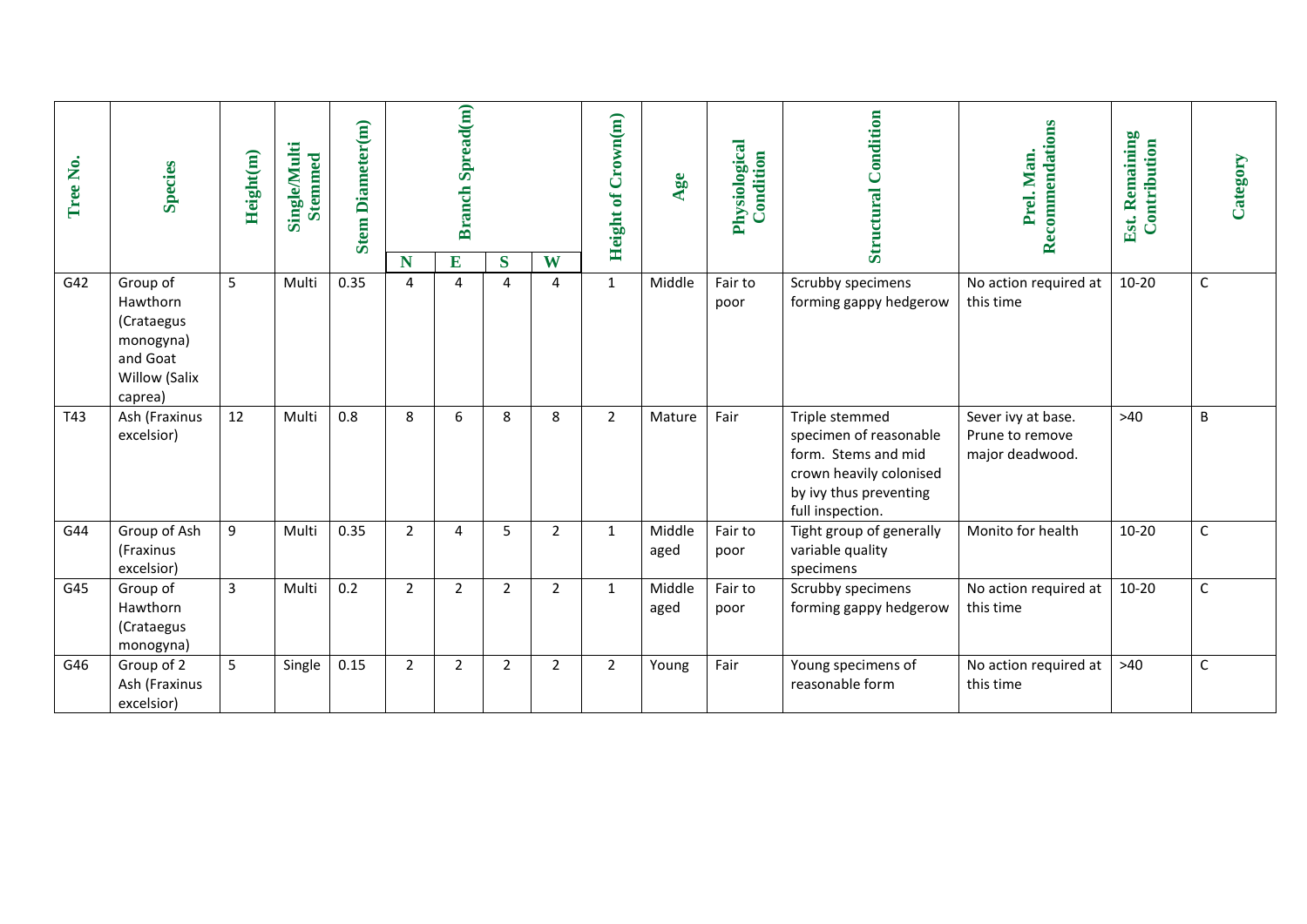| Tree No. | Species | Height(m) | Single/Multi Stemmed | Stem Diameter(m) | Branch Spread(m) | | | | Height of Crown(m) | Age | Physiological Condition | Structural Condition | Prel. Man. Recommendations | Est. Remaining Contribution | Category |
|---|---|---|---|---|---|---|---|---|---|---|---|---|---|---|---|
| | | | | | N | E | S | W | | | | | | | |
| G42 | Group of Hawthorn (Crataegus monogyna) and Goat Willow (Salix caprea) | 5 | Multi | 0.35 | 4 | 4 | 4 | 4 | 1 | Middle | Fair to poor | Scrubby specimens forming gappy hedgerow | No action required at this time | 10-20 | C |
| T43 | Ash (Fraxinus excelsior) | 12 | Multi | 0.8 | 8 | 6 | 8 | 8 | 2 | Mature | Fair | Triple stemmed specimen of reasonable form. Stems and mid crown heavily colonised by ivy thus preventing full inspection. | Sever ivy at base. Prune to remove major deadwood. | >40 | B |
| G44 | Group of Ash (Fraxinus excelsior) | 9 | Multi | 0.35 | 2 | 4 | 5 | 2 | 1 | Middle aged | Fair to poor | Tight group of generally variable quality specimens | Monito for health | 10-20 | C |
| G45 | Group of Hawthorn (Crataegus monogyna) | 3 | Multi | 0.2 | 2 | 2 | 2 | 2 | 1 | Middle aged | Fair to poor | Scrubby specimens forming gappy hedgerow | No action required at this time | 10-20 | C |
| G46 | Group of 2 Ash (Fraxinus excelsior) | 5 | Single | 0.15 | 2 | 2 | 2 | 2 | 2 | Young | Fair | Young specimens of reasonable form | No action required at this time | >40 | C |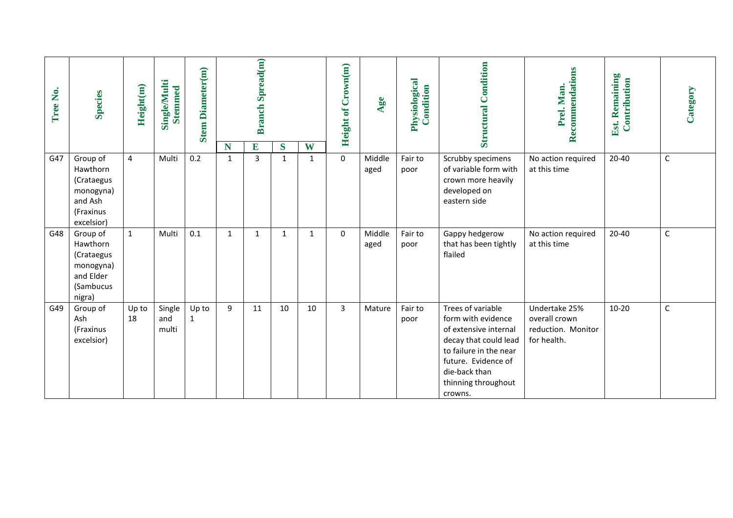| Tree No. | Species | Height(m) | Single/Multi Stemmed | Stem Diameter(m) | Branch Spread(m) | | | | Height of Crown(m) | Age | Physiological Condition | Structural Condition | Prel. Man. Recommendations | Est. Remaining Contribution | Category |
|---|---|---|---|---|---|---|---|---|---|---|---|---|---|---|---|
| | | | | | N | E | S | W | | | | | | | |
| G47 | Group of Hawthorn (Crataegus monogyna) and Ash (Fraxinus excelsior) | 4 | Multi | 0.2 | 1 | 3 | 1 | 1 | 0 | Middle aged | Fair to poor | Scrubby specimens of variable form with crown more heavily developed on eastern side | No action required at this time | 20-40 | C |
| G48 | Group of Hawthorn (Crataegus monogyna) and Elder (Sambucus nigra) | 1 | Multi | 0.1 | 1 | 1 | 1 | 1 | 0 | Middle aged | Fair to poor | Gappy hedgerow that has been tightly flailed | No action required at this time | 20-40 | C |
| G49 | Group of Ash (Fraxinus excelsior) | Up to 18 | Single and multi | Up to 1 | 9 | 11 | 10 | 10 | 3 | Mature | Fair to poor | Trees of variable form with evidence of extensive internal decay that could lead to failure in the near future. Evidence of die-back than thinning throughout crowns. | Undertake 25% overall crown reduction. Monitor for health. | 10-20 | C |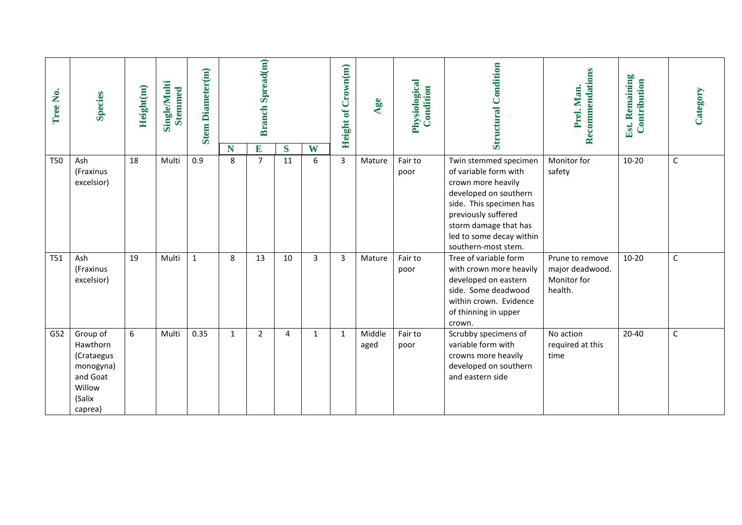| Tree No. | Species | Height(m) | Single/Multi Stemmed | Stem Diameter(m) | Branch Spread(m) | | | | Height of Crown(m) | Age | Physiological Condition | Structural Condition | Prel. Man. Recommendations | Est. Remaining Contribution | Category |
|---|---|---|---|---|---|---|---|---|---|---|---|---|---|---|---|
| | | | | | N | E | S | W | | | | | | | |
| T50 | Ash (Fraxinus excelsior) | 18 | Multi | 0.9 | 8 | 7 | 11 | 6 | 3 | Mature | Fair to poor | Twin stemmed specimen of variable form with crown more heavily developed on southern side. This specimen has previously suffered storm damage that has led to some decay within southern-most stem. | Monitor for safety | 10-20 | C |
| T51 | Ash (Fraxinus excelsior) | 19 | Multi | 1 | 8 | 13 | 10 | 3 | 3 | Mature | Fair to poor | Tree of variable form with crown more heavily developed on eastern side. Some deadwood within crown. Evidence of thinning in upper crown. | Prune to remove major deadwood. Monitor for health. | 10-20 | C |
| G52 | Group of Hawthorn (Crataegus monogyna) and Goat Willow (Salix caprea) | 6 | Multi | 0.35 | 1 | 2 | 4 | 1 | 1 | Middle aged | Fair to poor | Scrubby specimens of variable form with crowns more heavily developed on southern and eastern side | No action required at this time | 20-40 | C |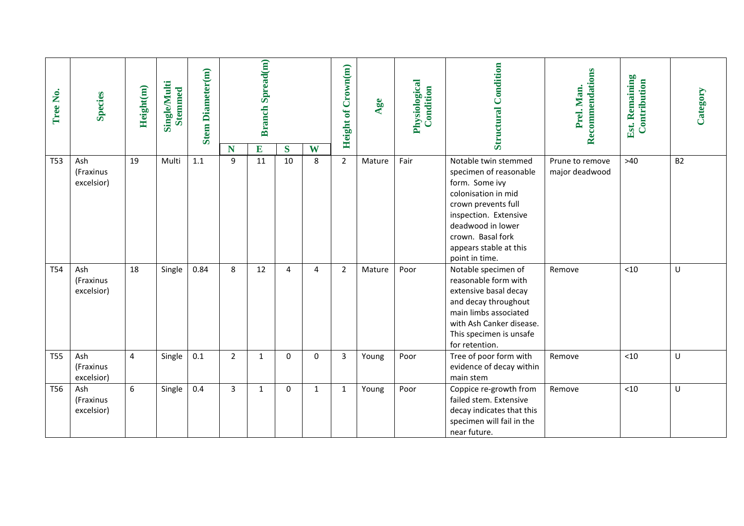| Tree No. | Species | Height(m) | Single/Multi Stemmed | Stem Diameter(m) | Branch Spread(m) | | | | Height of Crown(m) | Age | Physiological Condition | Structural Condition | Prel. Man. Recommendations | Est. Remaining Contribution | Category |
|---|---|---|---|---|---|---|---|---|---|---|---|---|---|---|---|
| | | | | | N | E | S | W | | | | | | | |
| T53 | Ash (Fraxinus excelsior) | 19 | Multi | 1.1 | 9 | 11 | 10 | 8 | 2 | Mature | Fair | Notable twin stemmed specimen of reasonable form. Some ivy colonisation in mid crown prevents full inspection. Extensive deadwood in lower crown. Basal fork appears stable at this point in time. | Prune to remove major deadwood | >40 | B2 |
| T54 | Ash (Fraxinus excelsior) | 18 | Single | 0.84 | 8 | 12 | 4 | 4 | 2 | Mature | Poor | Notable specimen of reasonable form with extensive basal decay and decay throughout main limbs associated with Ash Canker disease. This specimen is unsafe for retention. | Remove | <10 | U |
| T55 | Ash (Fraxinus excelsior) | 4 | Single | 0.1 | 2 | 1 | 0 | 0 | 3 | Young | Poor | Tree of poor form with evidence of decay within main stem | Remove | <10 | U |
| T56 | Ash (Fraxinus excelsior) | 6 | Single | 0.4 | 3 | 1 | 0 | 1 | 1 | Young | Poor | Coppice re-growth from failed stem. Extensive decay indicates that this specimen will fail in the near future. | Remove | <10 | U |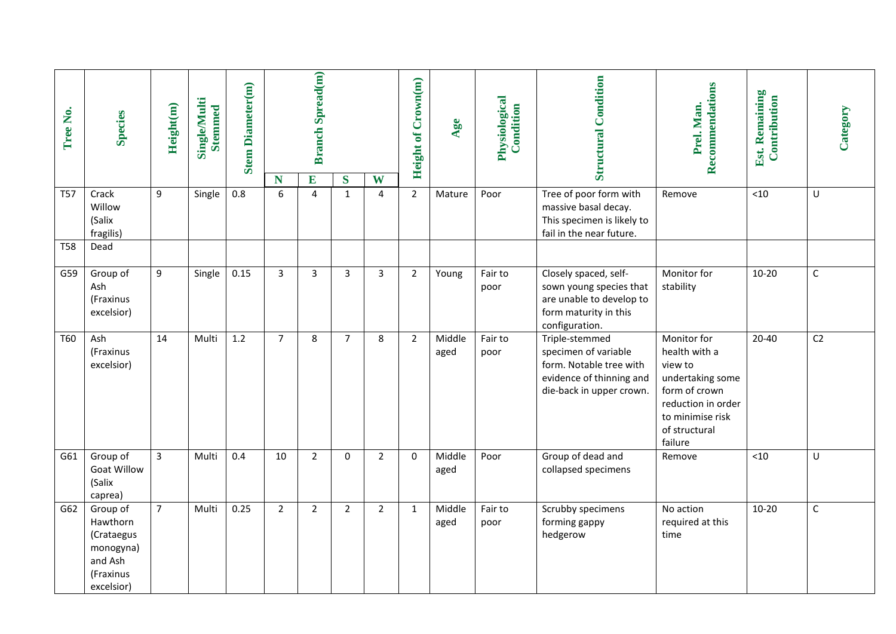| Tree No. | Species | Height(m) | Single/Multi Stemmed | Stem Diameter(m) | Branch Spread(m) | | | | Height of Crown(m) | Age | Physiological Condition | Structural Condition | Prel. Man. Recommendations | Est. Remaining Contribution | Category |
|---|---|---|---|---|---|---|---|---|---|---|---|---|---|---|---|
| | | | | | N | E | S | W | | | | | | | |
| T57 | Crack Willow (Salix fragilis) | 9 | Single | 0.8 | 6 | 4 | 1 | 4 | 2 | Mature | Poor | Tree of poor form with massive basal decay. This specimen is likely to fail in the near future. | Remove | <10 | U |
| T58 | Dead | | | | | | | | | | | | | | |
| G59 | Group of Ash (Fraxinus excelsior) | 9 | Single | 0.15 | 3 | 3 | 3 | 3 | 2 | Young | Fair to poor | Closely spaced, self-sown young species that are unable to develop to form maturity in this configuration. | Monitor for stability | 10-20 | C |
| T60 | Ash (Fraxinus excelsior) | 14 | Multi | 1.2 | 7 | 8 | 7 | 8 | 2 | Middle aged | Fair to poor | Triple-stemmed specimen of variable form. Notable tree with evidence of thinning and die-back in upper crown. | Monitor for health with a view to undertaking some form of crown reduction in order to minimise risk of structural failure | 20-40 | C2 |
| G61 | Group of Goat Willow (Salix caprea) | 3 | Multi | 0.4 | 10 | 2 | 0 | 2 | 0 | Middle aged | Poor | Group of dead and collapsed specimens | Remove | <10 | U |
| G62 | Group of Hawthorn (Crataegus monogyna) and Ash (Fraxinus excelsior) | 7 | Multi | 0.25 | 2 | 2 | 2 | 2 | 1 | Middle aged | Fair to poor | Scrubby specimens forming gappy hedgerow | No action required at this time | 10-20 | C |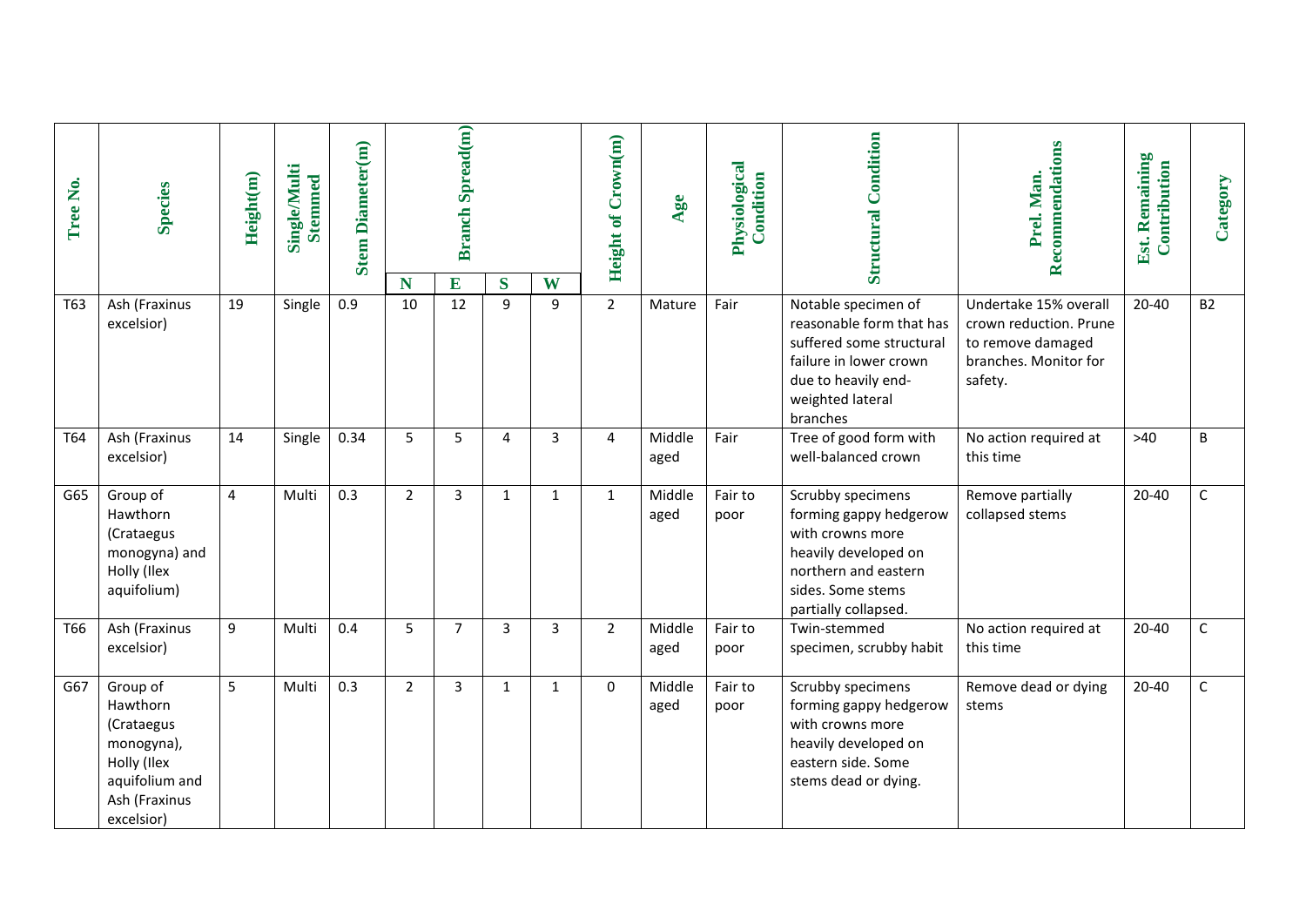| Tree No. | Species | Height(m) | Single/Multi Stemmed | Stem Diameter(m) | Branch Spread(m) | | | | Height of Crown(m) | Age | Physiological Condition | Structural Condition | Prel. Man. Recommendations | Est. Remaining Contribution | Category |
|---|---|---|---|---|---|---|---|---|---|---|---|---|---|---|---|
| | | | | | N | E | S | W | | | | | | | |
| T63 | Ash (Fraxinus excelsior) | 19 | Single | 0.9 | 10 | 12 | 9 | 9 | 2 | Mature | Fair | Notable specimen of reasonable form that has suffered some structural failure in lower crown due to heavily end-weighted lateral branches | Undertake 15% overall crown reduction. Prune to remove damaged branches. Monitor for safety. | 20-40 | B2 |
| T64 | Ash (Fraxinus excelsior) | 14 | Single | 0.34 | 5 | 5 | 4 | 3 | 4 | Middle aged | Fair | Tree of good form with well-balanced crown | No action required at this time | >40 | B |
| G65 | Group of Hawthorn (Crataegus monogyna) and Holly (Ilex aquifolium) | 4 | Multi | 0.3 | 2 | 3 | 1 | 1 | 1 | Middle aged | Fair to poor | Scrubby specimens forming gappy hedgerow with crowns more heavily developed on northern and eastern sides. Some stems partially collapsed. | Remove partially collapsed stems | 20-40 | C |
| T66 | Ash (Fraxinus excelsior) | 9 | Multi | 0.4 | 5 | 7 | 3 | 3 | 2 | Middle aged | Fair to poor | Twin-stemmed specimen, scrubby habit | No action required at this time | 20-40 | C |
| G67 | Group of Hawthorn (Crataegus monogyna), Holly (Ilex aquifolium and Ash (Fraxinus excelsior) | 5 | Multi | 0.3 | 2 | 3 | 1 | 1 | 0 | Middle aged | Fair to poor | Scrubby specimens forming gappy hedgerow with crowns more heavily developed on eastern side. Some stems dead or dying. | Remove dead or dying stems | 20-40 | C |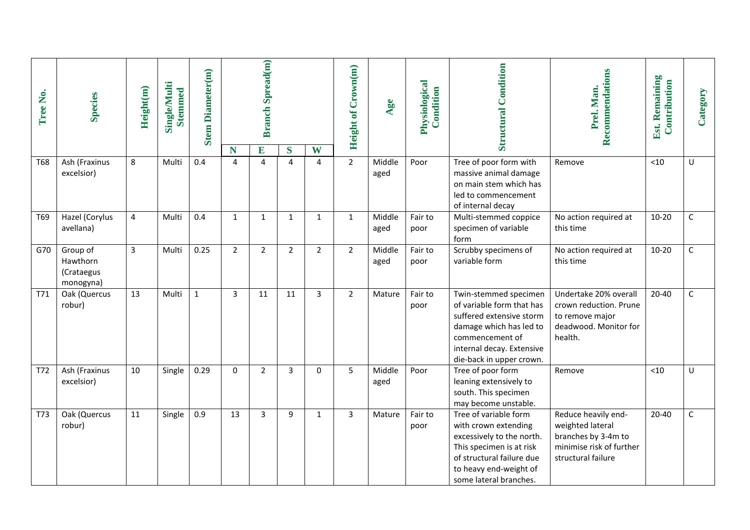| Tree No. | Species | Height(m) | Single/Multi Stemmed | Stem Diameter(m) | Branch Spread(m) | | | | Height of Crown(m) | Age | Physiological Condition | Structural Condition | Prel. Man. Recommendations | Est. Remaining Contribution | Category |
|---|---|---|---|---|---|---|---|---|---|---|---|---|---|---|---|
| | | | | | N | E | S | W | | | | | | | |
| T68 | Ash (Fraxinus excelsior) | 8 | Multi | 0.4 | 4 | 4 | 4 | 4 | 2 | Middle aged | Poor | Tree of poor form with massive animal damage on main stem which has led to commencement of internal decay | Remove | <10 | U |
| T69 | Hazel (Corylus avellana) | 4 | Multi | 0.4 | 1 | 1 | 1 | 1 | 1 | Middle aged | Fair to poor | Multi-stemmed coppice specimen of variable form | No action required at this time | 10-20 | C |
| G70 | Group of Hawthorn (Crataegus monogyna) | 3 | Multi | 0.25 | 2 | 2 | 2 | 2 | 2 | Middle aged | Fair to poor | Scrubby specimens of variable form | No action required at this time | 10-20 | C |
| T71 | Oak (Quercus robur) | 13 | Multi | 1 | 3 | 11 | 11 | 3 | 2 | Mature | Fair to poor | Twin-stemmed specimen of variable form that has suffered extensive storm damage which has led to commencement of internal decay. Extensive die-back in upper crown. | Undertake 20% overall crown reduction. Prune to remove major deadwood. Monitor for health. | 20-40 | C |
| T72 | Ash (Fraxinus excelsior) | 10 | Single | 0.29 | 0 | 2 | 3 | 0 | 5 | Middle aged | Poor | Tree of poor form leaning extensively to south. This specimen may become unstable. | Remove | <10 | U |
| T73 | Oak (Quercus robur) | 11 | Single | 0.9 | 13 | 3 | 9 | 1 | 3 | Mature | Fair to poor | Tree of variable form with crown extending excessively to the north. This specimen is at risk of structural failure due to heavy end-weight of some lateral branches. | Reduce heavily end-weighted lateral branches by 3-4m to minimise risk of further structural failure | 20-40 | C |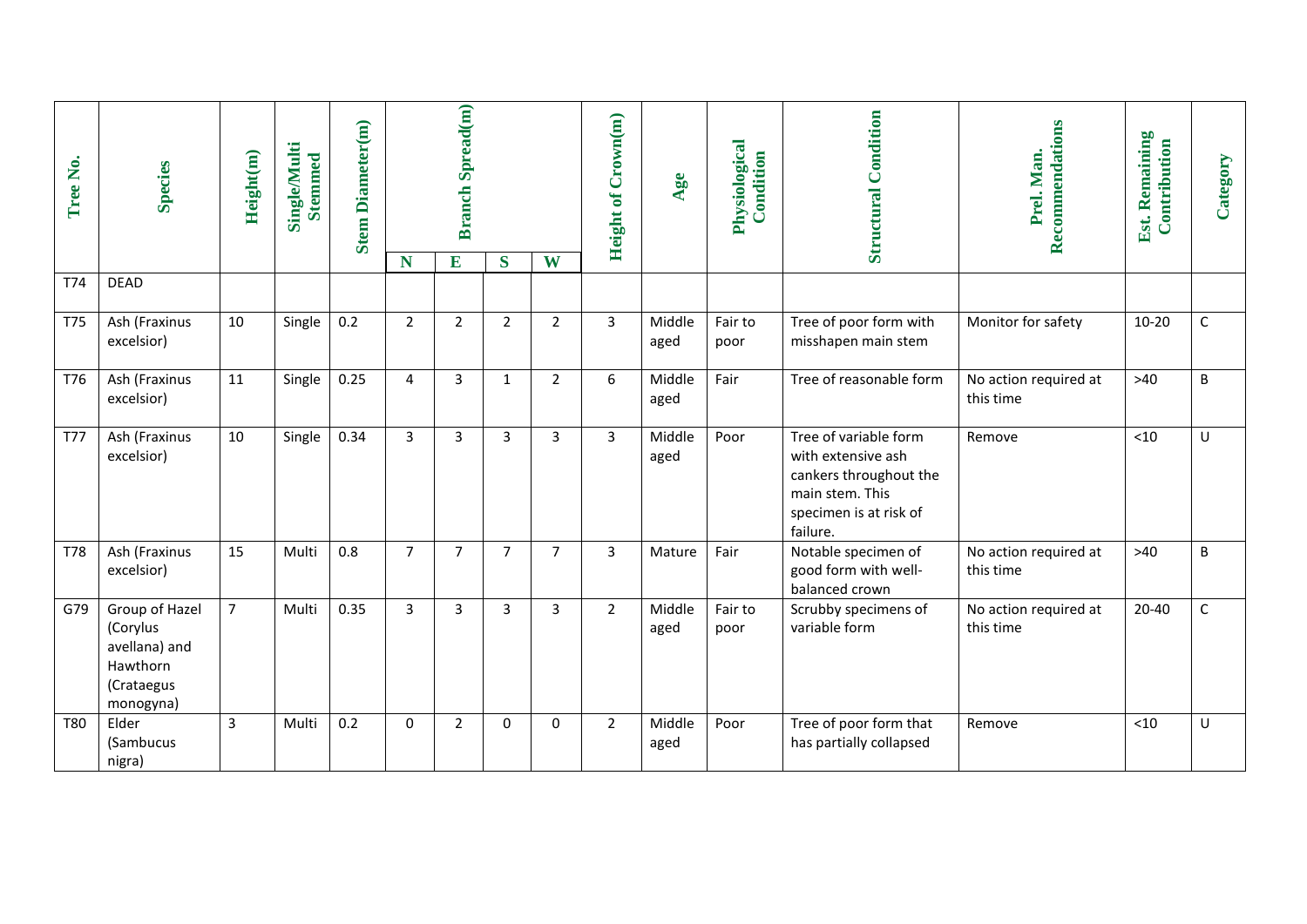| Tree No. | Species | Height(m) | Single/Multi Stemmed | Stem Diameter(m) | Branch Spread(m) | | | | Height of Crown(m) | Age | Physiological Condition | Structural Condition | Prel. Man. Recommendations | Est. Remaining Contribution | Category |
|---|---|---|---|---|---|---|---|---|---|---|---|---|---|---|---|
| | | | | | N | E | S | W | | | | | | | |
| T74 | DEAD | | | | | | | | | | | | | | |
| T75 | Ash (Fraxinus excelsior) | 10 | Single | 0.2 | 2 | 2 | 2 | 2 | 3 | Middle aged | Fair to poor | Tree of poor form with misshapen main stem | Monitor for safety | 10-20 | C |
| T76 | Ash (Fraxinus excelsior) | 11 | Single | 0.25 | 4 | 3 | 1 | 2 | 6 | Middle aged | Fair | Tree of reasonable form | No action required at this time | >40 | B |
| T77 | Ash (Fraxinus excelsior) | 10 | Single | 0.34 | 3 | 3 | 3 | 3 | 3 | Middle aged | Poor | Tree of variable form with extensive ash cankers throughout the main stem. This specimen is at risk of failure. | Remove | <10 | U |
| T78 | Ash (Fraxinus excelsior) | 15 | Multi | 0.8 | 7 | 7 | 7 | 7 | 3 | Mature | Fair | Notable specimen of good form with well-balanced crown | No action required at this time | >40 | B |
| G79 | Group of Hazel (Corylus avellana) and Hawthorn (Crataegus monogyna) | 7 | Multi | 0.35 | 3 | 3 | 3 | 3 | 2 | Middle aged | Fair to poor | Scrubby specimens of variable form | No action required at this time | 20-40 | C |
| T80 | Elder (Sambucus nigra) | 3 | Multi | 0.2 | 0 | 2 | 0 | 0 | 2 | Middle aged | Poor | Tree of poor form that has partially collapsed | Remove | <10 | U |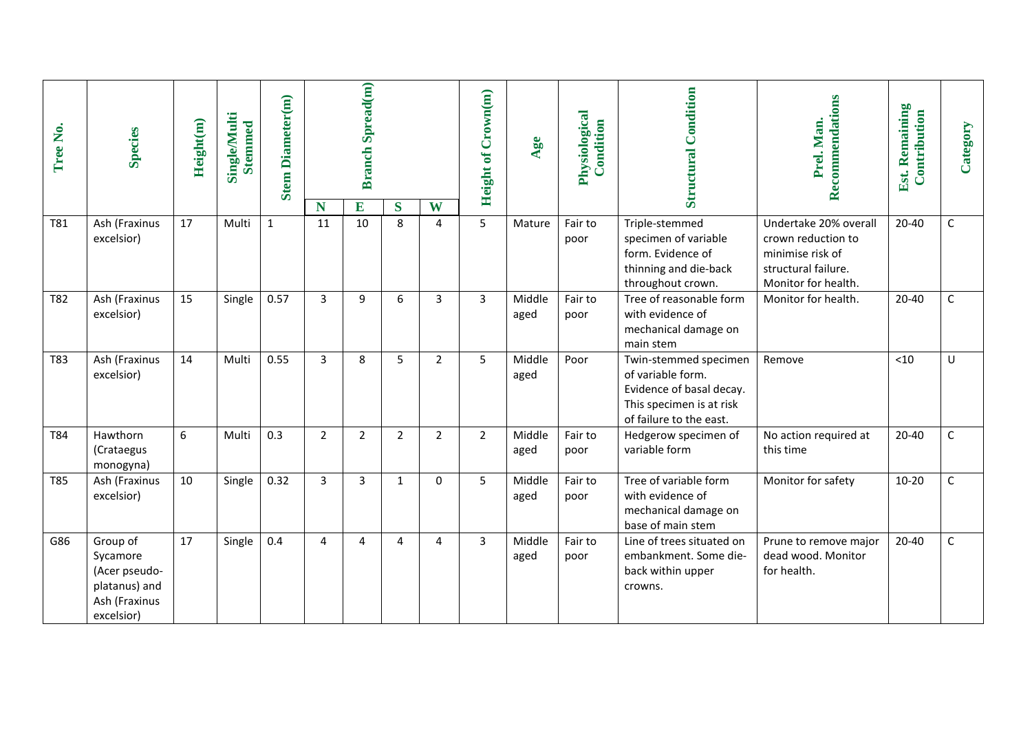| Tree No. | Species | Height(m) | Single/Multi Stemmed | Stem Diameter(m) | Branch Spread(m) | | | | Height of Crown(m) | Age | Physiological Condition | Structural Condition | Prel. Man. Recommendations | Est. Remaining Contribution | Category |
|---|---|---|---|---|---|---|---|---|---|---|---|---|---|---|---|
| | | | | | N | E | S | W | | | | | | | |
| T81 | Ash (Fraxinus excelsior) | 17 | Multi | 1 | 11 | 10 | 8 | 4 | 5 | Mature | Fair to poor | Triple-stemmed specimen of variable form. Evidence of thinning and die-back throughout crown. | Undertake 20% overall crown reduction to minimise risk of structural failure. Monitor for health. | 20-40 | C |
| T82 | Ash (Fraxinus excelsior) | 15 | Single | 0.57 | 3 | 9 | 6 | 3 | 3 | Middle aged | Fair to poor | Tree of reasonable form with evidence of mechanical damage on main stem | Monitor for health. | 20-40 | C |
| T83 | Ash (Fraxinus excelsior) | 14 | Multi | 0.55 | 3 | 8 | 5 | 2 | 5 | Middle aged | Poor | Twin-stemmed specimen of variable form. Evidence of basal decay. This specimen is at risk of failure to the east. | Remove | <10 | U |
| T84 | Hawthorn (Crataegus monogyna) | 6 | Multi | 0.3 | 2 | 2 | 2 | 2 | 2 | Middle aged | Fair to poor | Hedgerow specimen of variable form | No action required at this time | 20-40 | C |
| T85 | Ash (Fraxinus excelsior) | 10 | Single | 0.32 | 3 | 3 | 1 | 0 | 5 | Middle aged | Fair to poor | Tree of variable form with evidence of mechanical damage on base of main stem | Monitor for safety | 10-20 | C |
| G86 | Group of Sycamore (Acer pseudo-platanus) and Ash (Fraxinus excelsior) | 17 | Single | 0.4 | 4 | 4 | 4 | 4 | 3 | Middle aged | Fair to poor | Line of trees situated on embankment. Some die-back within upper crowns. | Prune to remove major dead wood. Monitor for health. | 20-40 | C |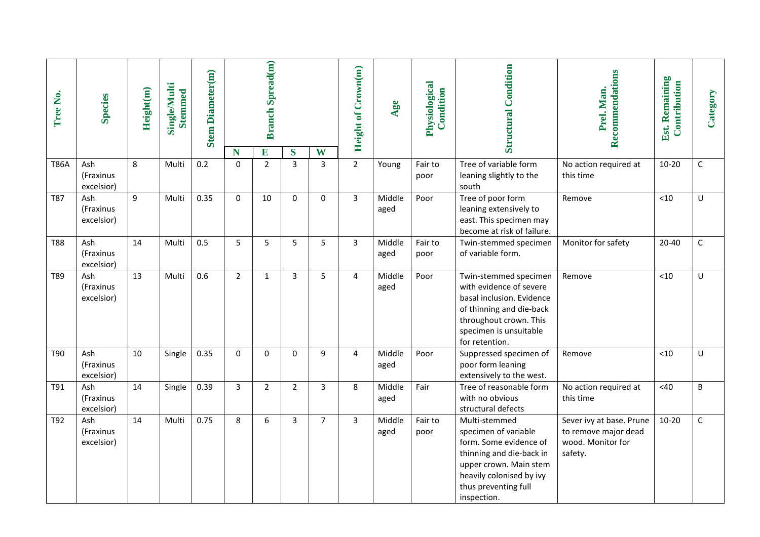| Tree No. | Species | Height(m) | Single/Multi Stemmed | Stem Diameter(m) | Branch Spread(m) | | | | Height of Crown(m) | Age | Physiological Condition | Structural Condition | Prel. Man. Recommendations | Est. Remaining Contribution | Category |
|---|---|---|---|---|---|---|---|---|---|---|---|---|---|---|---|
| | | | | | N | E | S | W | | | | | | | |
| T86A | Ash (Fraxinus excelsior) | 8 | Multi | 0.2 | 0 | 2 | 3 | 3 | 2 | Young | Fair to poor | Tree of variable form leaning slightly to the south | No action required at this time | 10-20 | C |
| T87 | Ash (Fraxinus excelsior) | 9 | Multi | 0.35 | 0 | 10 | 0 | 0 | 3 | Middle aged | Poor | Tree of poor form leaning extensively to east. This specimen may become at risk of failure. | Remove | <10 | U |
| T88 | Ash (Fraxinus excelsior) | 14 | Multi | 0.5 | 5 | 5 | 5 | 5 | 3 | Middle aged | Fair to poor | Twin-stemmed specimen of variable form. | Monitor for safety | 20-40 | C |
| T89 | Ash (Fraxinus excelsior) | 13 | Multi | 0.6 | 2 | 1 | 3 | 5 | 4 | Middle aged | Poor | Twin-stemmed specimen with evidence of severe basal inclusion. Evidence of thinning and die-back throughout crown. This specimen is unsuitable for retention. | Remove | <10 | U |
| T90 | Ash (Fraxinus excelsior) | 10 | Single | 0.35 | 0 | 0 | 0 | 9 | 4 | Middle aged | Poor | Suppressed specimen of poor form leaning extensively to the west. | Remove | <10 | U |
| T91 | Ash (Fraxinus excelsior) | 14 | Single | 0.39 | 3 | 2 | 2 | 3 | 8 | Middle aged | Fair | Tree of reasonable form with no obvious structural defects | No action required at this time | <40 | B |
| T92 | Ash (Fraxinus excelsior) | 14 | Multi | 0.75 | 8 | 6 | 3 | 7 | 3 | Middle aged | Fair to poor | Multi-stemmed specimen of variable form. Some evidence of thinning and die-back in upper crown. Main stem heavily colonised by ivy thus preventing full inspection. | Sever ivy at base. Prune to remove major dead wood. Monitor for safety. | 10-20 | C |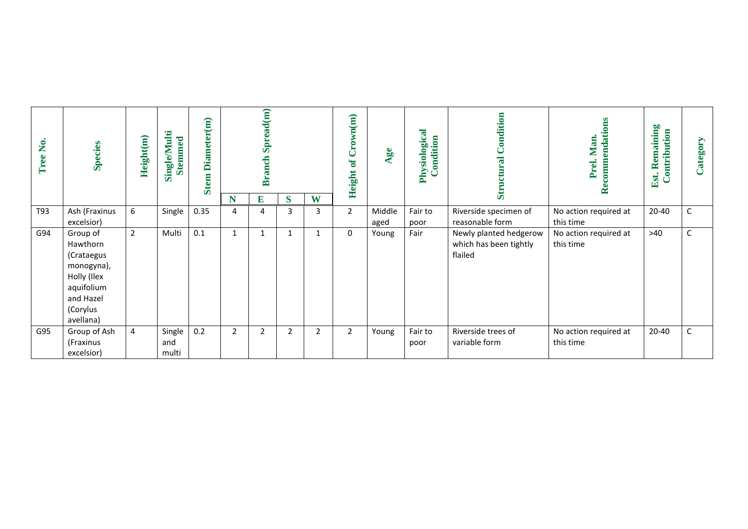| Tree No. | Species | Height(m) | Single/Multi Stemmed | Stem Diameter(m) | Branch Spread(m) | | | | Height of Crown(m) | Age | Physiological Condition | Structural Condition | Prel. Man. Recommendations | Est. Remaining Contribution | Category |
|---|---|---|---|---|---|---|---|---|---|---|---|---|---|---|---|
| | | | | | N | E | S | W | | | | | | | |
| T93 | Ash (Fraxinus excelsior) | 6 | Single | 0.35 | 4 | 4 | 3 | 3 | 2 | Middle aged | Fair to poor | Riverside specimen of reasonable form | No action required at this time | 20-40 | C |
| G94 | Group of Hawthorn (Crataegus monogyna), Holly (Ilex aquifolium and Hazel (Corylus avellana) | 2 | Multi | 0.1 | 1 | 1 | 1 | 1 | 0 | Young | Fair | Newly planted hedgerow which has been tightly flailed | No action required at this time | >40 | C |
| G95 | Group of Ash (Fraxinus excelsior) | 4 | Single and multi | 0.2 | 2 | 2 | 2 | 2 | 2 | Young | Fair to poor | Riverside trees of variable form | No action required at this time | 20-40 | C |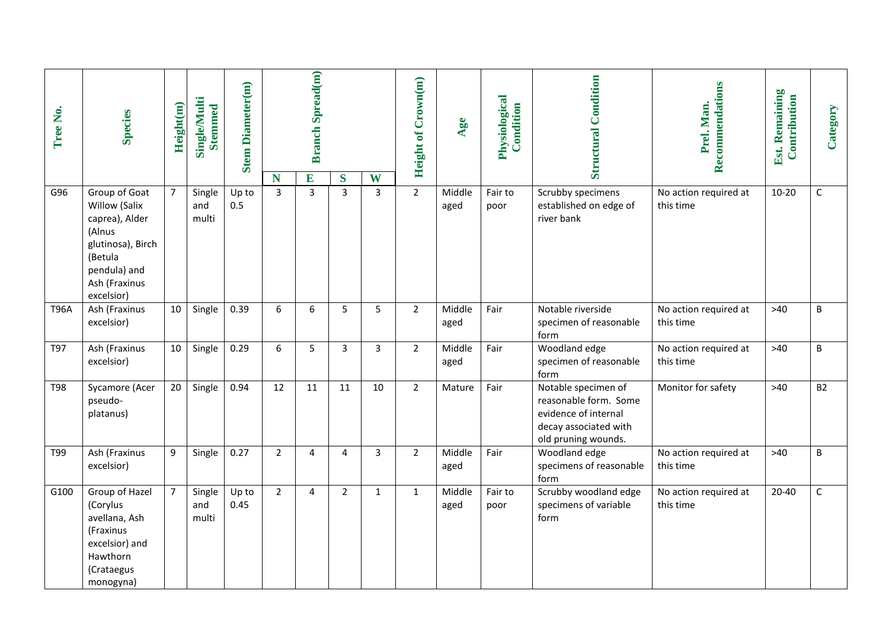| Tree No. | Species | Height(m) | Single/Multi Stemmed | Stem Diameter(m) | Branch Spread(m) | | | | Height of Crown(m) | Age | Physiological Condition | Structural Condition | Prel. Man. Recommendations | Est. Remaining Contribution | Category |
|---|---|---|---|---|---|---|---|---|---|---|---|---|---|---|---|
| | | | | | N | E | S | W | | | | | | | |
| G96 | Group of Goat Willow (Salix caprea), Alder (Alnus glutinosa), Birch (Betula pendula) and Ash (Fraxinus excelsior) | 7 | Single and multi | Up to 0.5 | 3 | 3 | 3 | 3 | 2 | Middle aged | Fair to poor | Scrubby specimens established on edge of river bank | No action required at this time | 10-20 | C |
| T96A | Ash (Fraxinus excelsior) | 10 | Single | 0.39 | 6 | 6 | 5 | 5 | 2 | Middle aged | Fair | Notable riverside specimen of reasonable form | No action required at this time | >40 | B |
| T97 | Ash (Fraxinus excelsior) | 10 | Single | 0.29 | 6 | 5 | 3 | 3 | 2 | Middle aged | Fair | Woodland edge specimen of reasonable form | No action required at this time | >40 | B |
| T98 | Sycamore (Acer pseudo-platanus) | 20 | Single | 0.94 | 12 | 11 | 11 | 10 | 2 | Mature | Fair | Notable specimen of reasonable form. Some evidence of internal decay associated with old pruning wounds. | Monitor for safety | >40 | B2 |
| T99 | Ash (Fraxinus excelsior) | 9 | Single | 0.27 | 2 | 4 | 4 | 3 | 2 | Middle aged | Fair | Woodland edge specimens of reasonable form | No action required at this time | >40 | B |
| G100 | Group of Hazel (Corylus avellana, Ash (Fraxinus excelsior) and Hawthorn (Crataegus monogyna) | 7 | Single and multi | Up to 0.45 | 2 | 4 | 2 | 1 | 1 | Middle aged | Fair to poor | Scrubby woodland edge specimens of variable form | No action required at this time | 20-40 | C |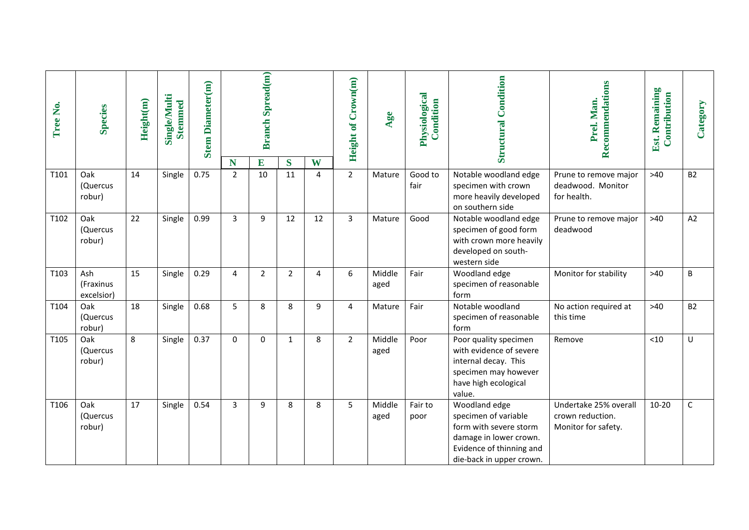| Tree No. | Species | Height(m) | Single/Multi Stemmed | Stem Diameter(m) | Branch Spread(m) | | | | Height of Crown(m) | Age | Physiological Condition | Structural Condition | Prel. Man. Recommendations | Est. Remaining Contribution | Category |
|---|---|---|---|---|---|---|---|---|---|---|---|---|---|---|---|
| | | | | | N | E | S | W | | | | | | | |
| T101 | Oak (Quercus robur) | 14 | Single | 0.75 | 2 | 10 | 11 | 4 | 2 | Mature | Good to fair | Notable woodland edge specimen with crown more heavily developed on southern side | Prune to remove major deadwood. Monitor for health. | >40 | B2 |
| T102 | Oak (Quercus robur) | 22 | Single | 0.99 | 3 | 9 | 12 | 12 | 3 | Mature | Good | Notable woodland edge specimen of good form with crown more heavily developed on south-western side | Prune to remove major deadwood | >40 | A2 |
| T103 | Ash (Fraxinus excelsior) | 15 | Single | 0.29 | 4 | 2 | 2 | 4 | 6 | Middle aged | Fair | Woodland edge specimen of reasonable form | Monitor for stability | >40 | B |
| T104 | Oak (Quercus robur) | 18 | Single | 0.68 | 5 | 8 | 8 | 9 | 4 | Mature | Fair | Notable woodland specimen of reasonable form | No action required at this time | >40 | B2 |
| T105 | Oak (Quercus robur) | 8 | Single | 0.37 | 0 | 0 | 1 | 8 | 2 | Middle aged | Poor | Poor quality specimen with evidence of severe internal decay. This specimen may however have high ecological value. | Remove | <10 | U |
| T106 | Oak (Quercus robur) | 17 | Single | 0.54 | 3 | 9 | 8 | 8 | 5 | Middle aged | Fair to poor | Woodland edge specimen of variable form with severe storm damage in lower crown. Evidence of thinning and die-back in upper crown. | Undertake 25% overall crown reduction. Monitor for safety. | 10-20 | C |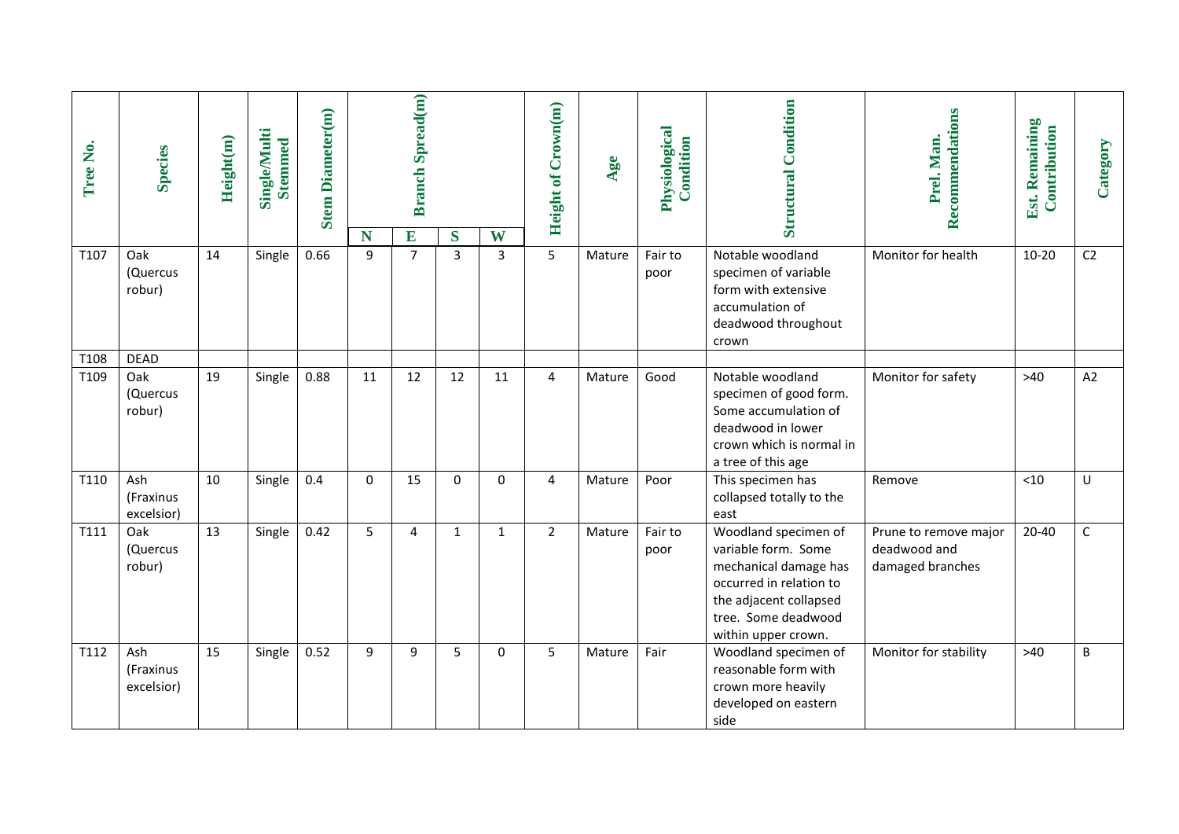| Tree No. | Species | Height(m) | Single/Multi Stemmed | Stem Diameter(m) | Branch Spread(m) | | | | Height of Crown(m) | Age | Physiological Condition | Structural Condition | Prel. Man. Recommendations | Est. Remaining Contribution | Category |
|---|---|---|---|---|---|---|---|---|---|---|---|---|---|---|---|
| | | | | | N | E | S | W | | | | | | | |
| T107 | Oak (Quercus robur) | 14 | Single | 0.66 | 9 | 7 | 3 | 3 | 5 | Mature | Fair to poor | Notable woodland specimen of variable form with extensive accumulation of deadwood throughout crown | Monitor for health | 10-20 | C2 |
| T108 | DEAD | | | | | | | | | | | | | | |
| T109 | Oak (Quercus robur) | 19 | Single | 0.88 | 11 | 12 | 12 | 11 | 4 | Mature | Good | Notable woodland specimen of good form. Some accumulation of deadwood in lower crown which is normal in a tree of this age | Monitor for safety | >40 | A2 |
| T110 | Ash (Fraxinus excelsior) | 10 | Single | 0.4 | 0 | 15 | 0 | 0 | 4 | Mature | Poor | This specimen has collapsed totally to the east | Remove | <10 | U |
| T111 | Oak (Quercus robur) | 13 | Single | 0.42 | 5 | 4 | 1 | 1 | 2 | Mature | Fair to poor | Woodland specimen of variable form. Some mechanical damage has occurred in relation to the adjacent collapsed tree. Some deadwood within upper crown. | Prune to remove major deadwood and damaged branches | 20-40 | C |
| T112 | Ash (Fraxinus excelsior) | 15 | Single | 0.52 | 9 | 9 | 5 | 0 | 5 | Mature | Fair | Woodland specimen of reasonable form with crown more heavily developed on eastern side | Monitor for stability | >40 | B |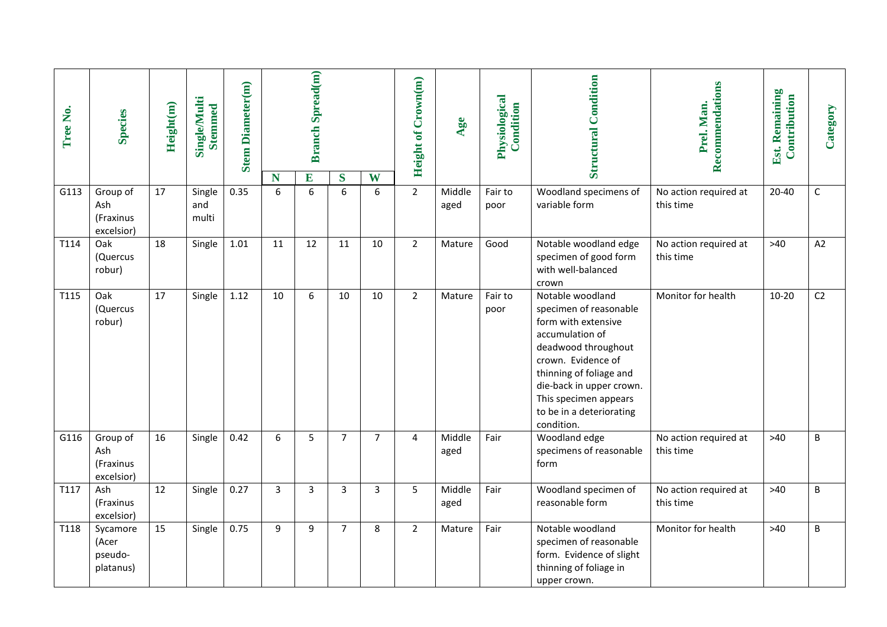| Tree No. | Species | Height(m) | Single/Multi Stemmed | Stem Diameter(m) | Branch Spread(m) | | | | Height of Crown(m) | Age | Physiological Condition | Structural Condition | Prel. Man. Recommendations | Est. Remaining Contribution | Category |
|---|---|---|---|---|---|---|---|---|---|---|---|---|---|---|---|
| | | | | | N | E | S | W | | | | | | | |
| G113 | Group of Ash (Fraxinus excelsior) | 17 | Single and multi | 0.35 | 6 | 6 | 6 | 6 | 2 | Middle aged | Fair to poor | Woodland specimens of variable form | No action required at this time | 20-40 | C |
| T114 | Oak (Quercus robur) | 18 | Single | 1.01 | 11 | 12 | 11 | 10 | 2 | Mature | Good | Notable woodland edge specimen of good form with well-balanced crown | No action required at this time | >40 | A2 |
| T115 | Oak (Quercus robur) | 17 | Single | 1.12 | 10 | 6 | 10 | 10 | 2 | Mature | Fair to poor | Notable woodland specimen of reasonable form with extensive accumulation of deadwood throughout crown. Evidence of thinning of foliage and die-back in upper crown. This specimen appears to be in a deteriorating condition. | Monitor for health | 10-20 | C2 |
| G116 | Group of Ash (Fraxinus excelsior) | 16 | Single | 0.42 | 6 | 5 | 7 | 7 | 4 | Middle aged | Fair | Woodland edge specimens of reasonable form | No action required at this time | >40 | B |
| T117 | Ash (Fraxinus excelsior) | 12 | Single | 0.27 | 3 | 3 | 3 | 3 | 5 | Middle aged | Fair | Woodland specimen of reasonable form | No action required at this time | >40 | B |
| T118 | Sycamore (Acer pseudo-platanus) | 15 | Single | 0.75 | 9 | 9 | 7 | 8 | 2 | Mature | Fair | Notable woodland specimen of reasonable form. Evidence of slight thinning of foliage in upper crown. | Monitor for health | >40 | B |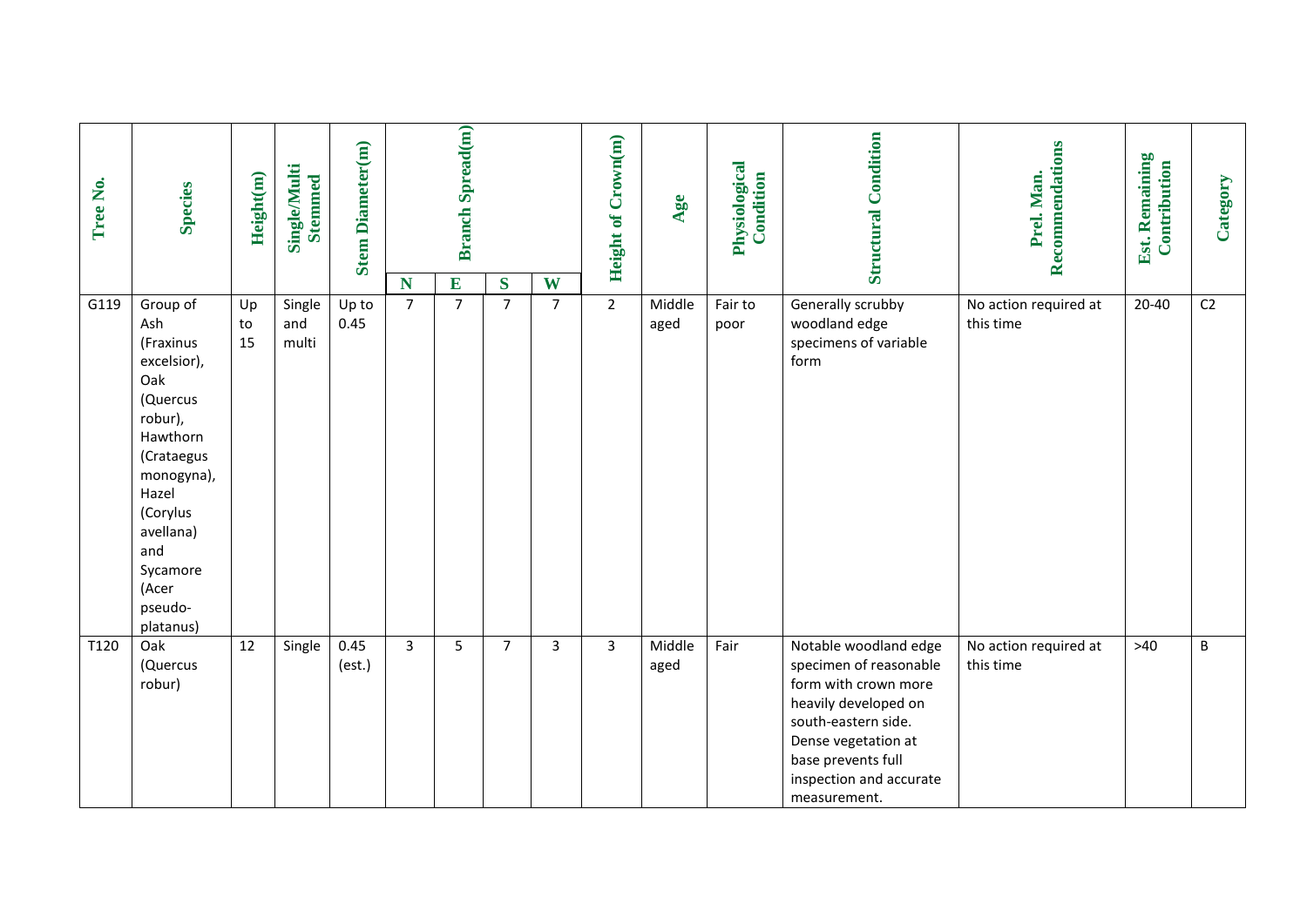| Tree No. | Species | Height(m) | Single/Multi Stemmed | Stem Diameter(m) | Branch Spread(m) | | | | Height of Crown(m) | Age | Physiological Condition | Structural Condition | Prel. Man. Recommendations | Est. Remaining Contribution | Category |
|---|---|---|---|---|---|---|---|---|---|---|---|---|---|---|---|
| | | | | | N | E | S | W | | | | | | | |
| G119 | Group of Ash (Fraxinus excelsior), Oak (Quercus robur), Hawthorn (Crataegus monogyna), Hazel (Corylus avellana) and Sycamore (Acer pseudo-platanus) | Up to 15 | Single and multi | Up to 0.45 | 7 | 7 | 7 | 7 | 2 | Middle aged | Fair to poor | Generally scrubby woodland edge specimens of variable form | No action required at this time | 20-40 | C2 |
| T120 | Oak (Quercus robur) | 12 | Single | 0.45 (est.) | 3 | 5 | 7 | 3 | 3 | Middle aged | Fair | Notable woodland edge specimen of reasonable form with crown more heavily developed on south-eastern side. Dense vegetation at base prevents full inspection and accurate measurement. | No action required at this time | >40 | B |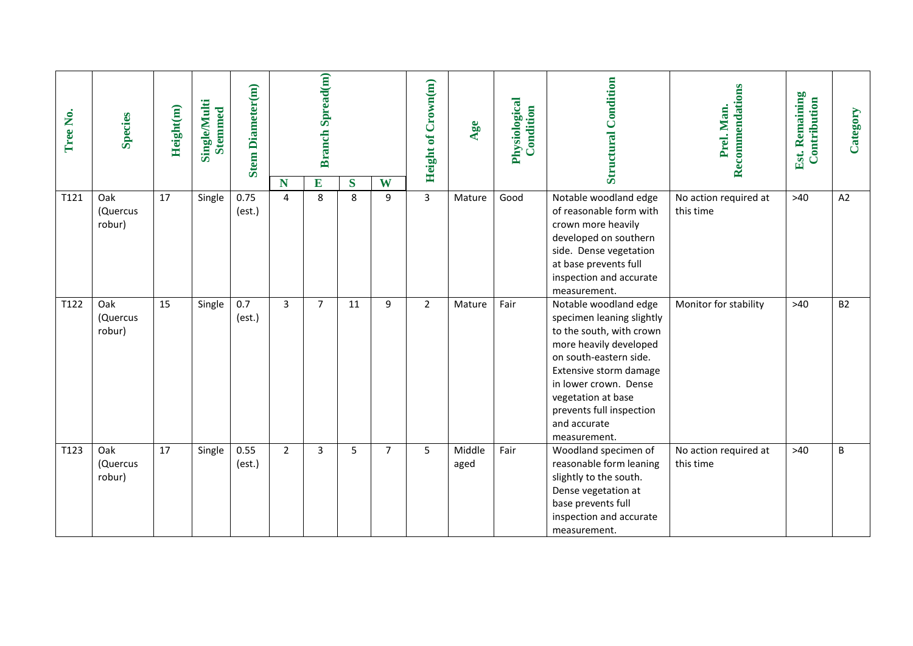| Tree No. | Species | Height(m) | Single/Multi Stemmed | Stem Diameter(m) | Branch Spread(m) | | | | Height of Crown(m) | Age | Physiological Condition | Structural Condition | Prel. Man. Recommendations | Est. Remaining Contribution | Category |
|---|---|---|---|---|---|---|---|---|---|---|---|---|---|---|---|
| | | | | | N | E | S | W | | | | | | | |
| T121 | Oak (Quercus robur) | 17 | Single | 0.75 (est.) | 4 | 8 | 8 | 9 | 3 | Mature | Good | Notable woodland edge of reasonable form with crown more heavily developed on southern side. Dense vegetation at base prevents full inspection and accurate measurement. | No action required at this time | >40 | A2 |
| T122 | Oak (Quercus robur) | 15 | Single | 0.7 (est.) | 3 | 7 | 11 | 9 | 2 | Mature | Fair | Notable woodland edge specimen leaning slightly to the south, with crown more heavily developed on south-eastern side. Extensive storm damage in lower crown. Dense vegetation at base prevents full inspection and accurate measurement. | Monitor for stability | >40 | B2 |
| T123 | Oak (Quercus robur) | 17 | Single | 0.55 (est.) | 2 | 3 | 5 | 7 | 5 | Middle aged | Fair | Woodland specimen of reasonable form leaning slightly to the south. Dense vegetation at base prevents full inspection and accurate measurement. | No action required at this time | >40 | B |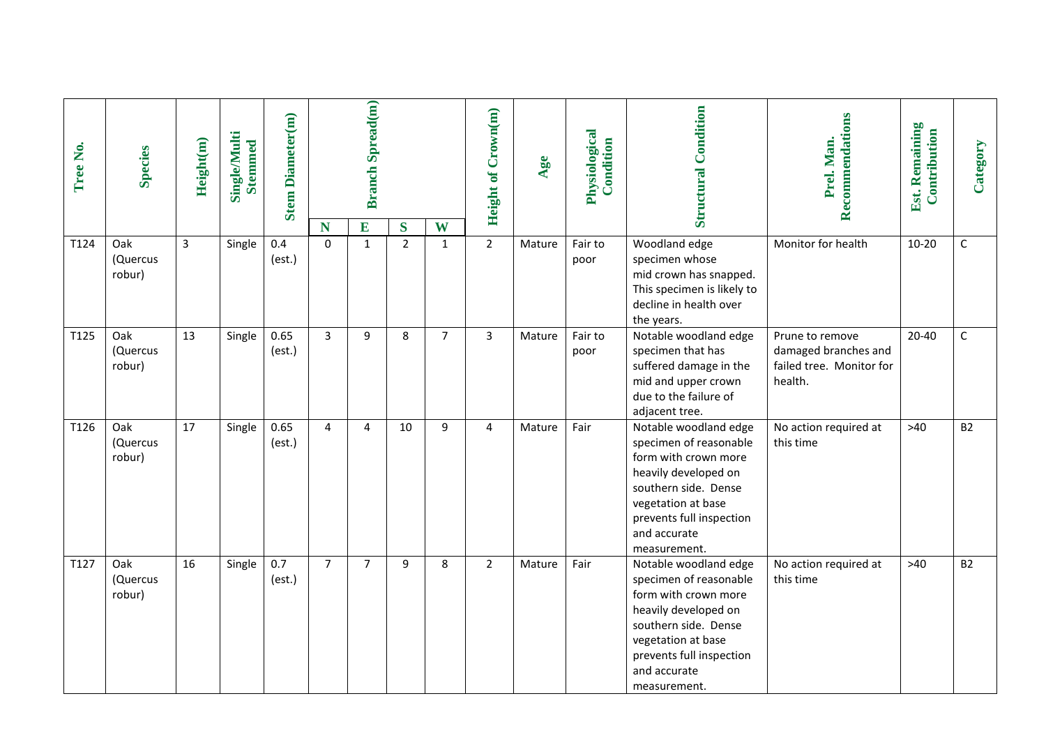| Tree No. | Species | Height(m) | Single/Multi Stemmed | Stem Diameter(m) | Branch Spread(m) | | | | Height of Crown(m) | Age | Physiological Condition | Structural Condition | Prel. Man. Recommendations | Est. Remaining Contribution | Category |
|---|---|---|---|---|---|---|---|---|---|---|---|---|---|---|---|
| | | | | | N | E | S | W | | | | | | | |
| T124 | Oak (Quercus robur) | 3 | Single | 0.4 (est.) | 0 | 1 | 2 | 1 | 2 | Mature | Fair to poor | Woodland edge specimen whose mid crown has snapped. This specimen is likely to decline in health over the years. | Monitor for health | 10-20 | C |
| T125 | Oak (Quercus robur) | 13 | Single | 0.65 (est.) | 3 | 9 | 8 | 7 | 3 | Mature | Fair to poor | Notable woodland edge specimen that has suffered damage in the mid and upper crown due to the failure of adjacent tree. | Prune to remove damaged branches and failed tree. Monitor for health. | 20-40 | C |
| T126 | Oak (Quercus robur) | 17 | Single | 0.65 (est.) | 4 | 4 | 10 | 9 | 4 | Mature | Fair | Notable woodland edge specimen of reasonable form with crown more heavily developed on southern side. Dense vegetation at base prevents full inspection and accurate measurement. | No action required at this time | >40 | B2 |
| T127 | Oak (Quercus robur) | 16 | Single | 0.7 (est.) | 7 | 7 | 9 | 8 | 2 | Mature | Fair | Notable woodland edge specimen of reasonable form with crown more heavily developed on southern side. Dense vegetation at base prevents full inspection and accurate measurement. | No action required at this time | >40 | B2 |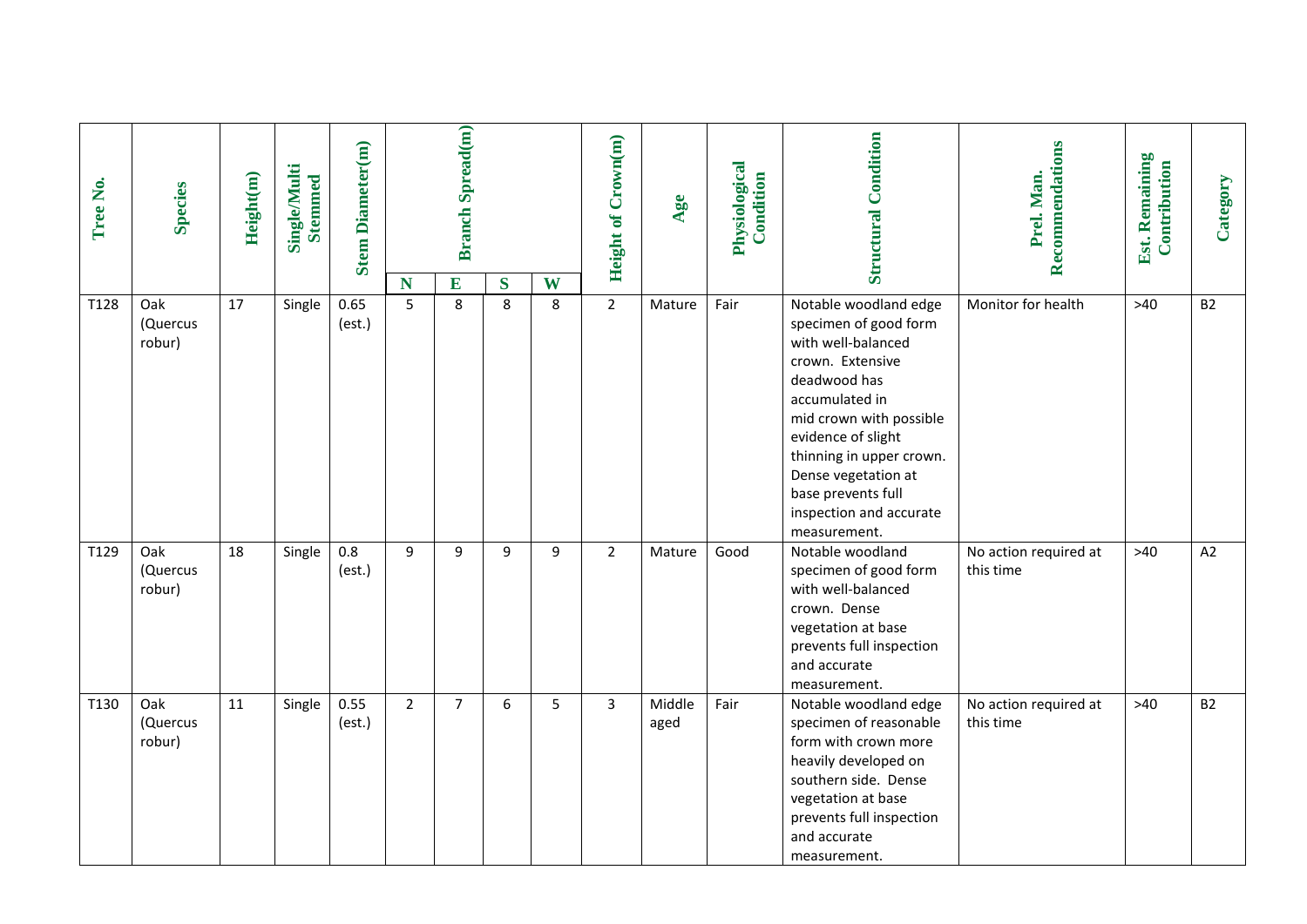| Tree No. | Species | Height(m) | Single/Multi Stemmed | Stem Diameter(m) | Branch Spread(m) | | | | Height of Crown(m) | Age | Physiological Condition | Structural Condition | Prel. Man. Recommendations | Est. Remaining Contribution | Category |
|---|---|---|---|---|---|---|---|---|---|---|---|---|---|---|---|
| | | | | | N | E | S | W | | | | | | | |
| T128 | Oak (Quercus robur) | 17 | Single | 0.65 (est.) | 5 | 8 | 8 | 8 | 2 | Mature | Fair | Notable woodland edge specimen of good form with well-balanced crown. Extensive deadwood has accumulated in mid crown with possible evidence of slight thinning in upper crown. Dense vegetation at base prevents full inspection and accurate measurement. | Monitor for health | >40 | B2 |
| T129 | Oak (Quercus robur) | 18 | Single | 0.8 (est.) | 9 | 9 | 9 | 9 | 2 | Mature | Good | Notable woodland specimen of good form with well-balanced crown. Dense vegetation at base prevents full inspection and accurate measurement. | No action required at this time | >40 | A2 |
| T130 | Oak (Quercus robur) | 11 | Single | 0.55 (est.) | 2 | 7 | 6 | 5 | 3 | Middle aged | Fair | Notable woodland edge specimen of reasonable form with crown more heavily developed on southern side. Dense vegetation at base prevents full inspection and accurate measurement. | No action required at this time | >40 | B2 |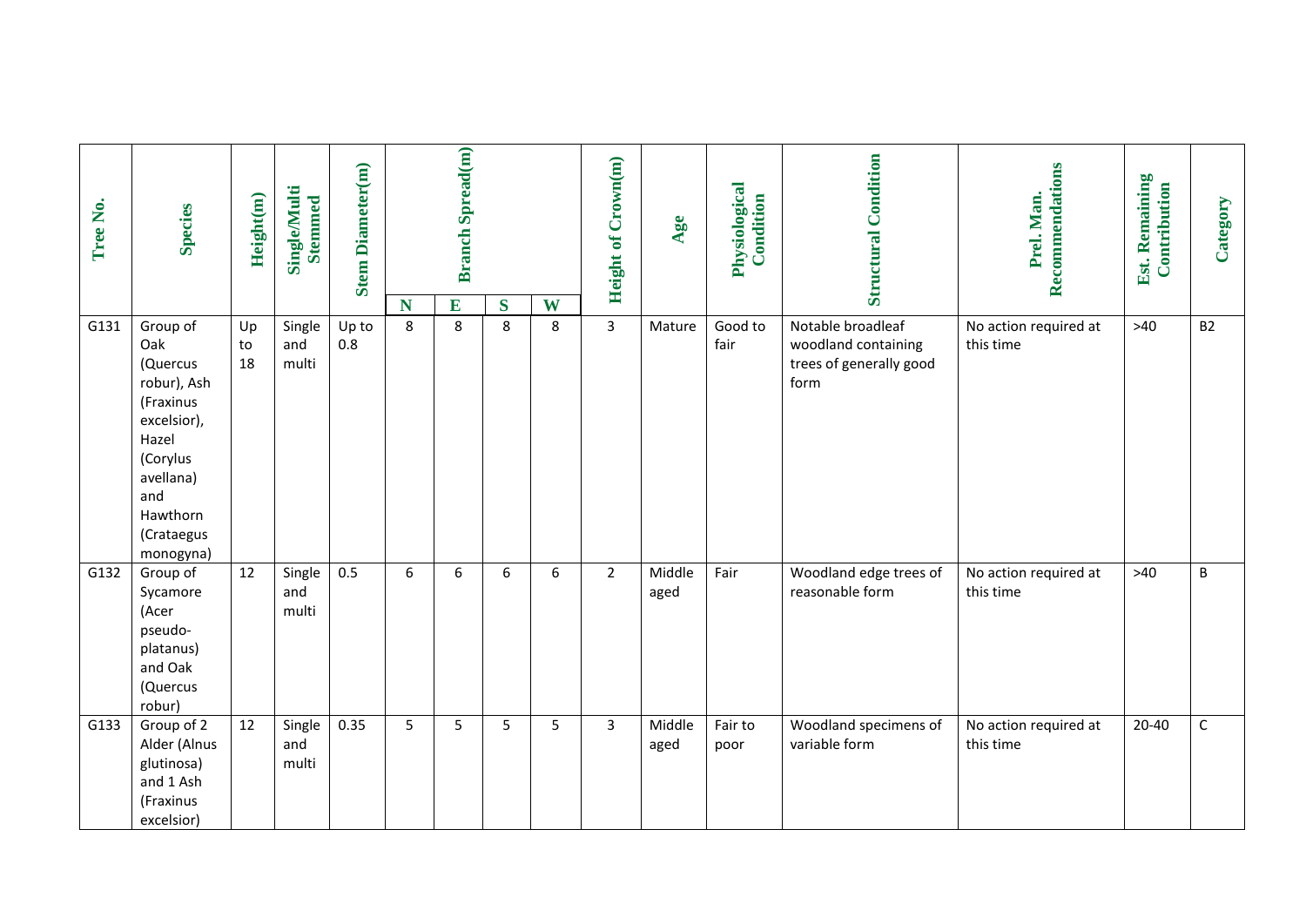| Tree No. | Species | Height(m) | Single/Multi Stemmed | Stem Diameter(m) | Branch Spread(m) | | | | Height of Crown(m) | Age | Physiological Condition | Structural Condition | Prel. Man. Recommendations | Est. Remaining Contribution | Category |
|---|---|---|---|---|---|---|---|---|---|---|---|---|---|---|---|
| | | | | | N | E | S | W | | | | | | | |
| G131 | Group of Oak (Quercus robur), Ash (Fraxinus excelsior), Hazel (Corylus avellana) and Hawthorn (Crataegus monogyna) | Up to 18 | Single and multi | Up to 0.8 | 8 | 8 | 8 | 8 | 3 | Mature | Good to fair | Notable broadleaf woodland containing trees of generally good form | No action required at this time | >40 | B2 |
| G132 | Group of Sycamore (Acer pseudo-platanus) and Oak (Quercus robur) | 12 | Single and multi | 0.5 | 6 | 6 | 6 | 6 | 2 | Middle aged | Fair | Woodland edge trees of reasonable form | No action required at this time | >40 | B |
| G133 | Group of 2 Alder (Alnus glutinosa) and 1 Ash (Fraxinus excelsior) | 12 | Single and multi | 0.35 | 5 | 5 | 5 | 5 | 3 | Middle aged | Fair to poor | Woodland specimens of variable form | No action required at this time | 20-40 | C |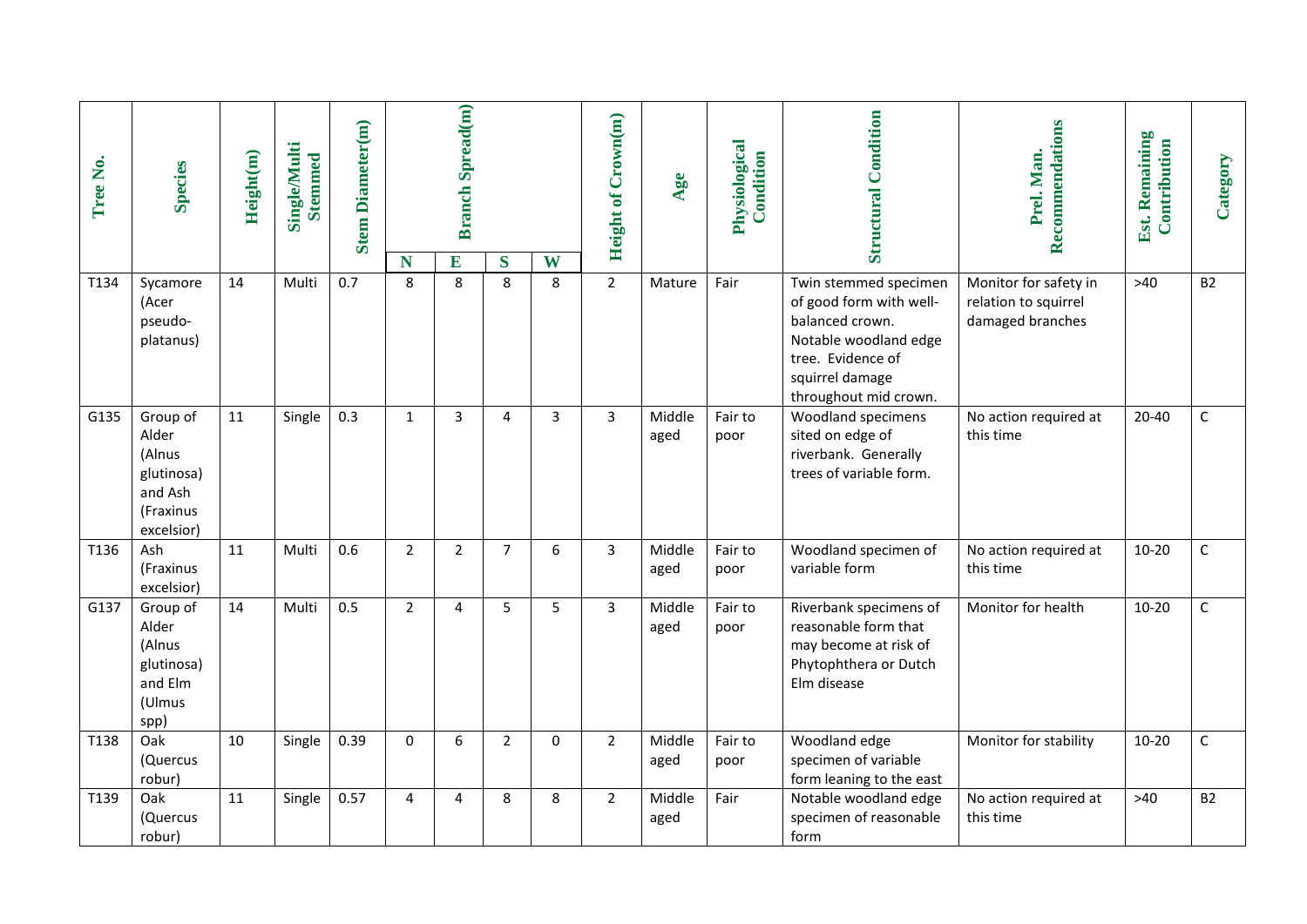| Tree No. | Species | Height(m) | Single/Multi Stemmed | Stem Diameter(m) | Branch Spread(m) | | | | Height of Crown(m) | Age | Physiological Condition | Structural Condition | Prel. Man. Recommendations | Est. Remaining Contribution | Category |
|---|---|---|---|---|---|---|---|---|---|---|---|---|---|---|---|
| | | | | | N | E | S | W | | | | | | | |
| T134 | Sycamore (Acer pseudo-platanus) | 14 | Multi | 0.7 | 8 | 8 | 8 | 8 | 2 | Mature | Fair | Twin stemmed specimen of good form with well-balanced crown. Notable woodland edge tree. Evidence of squirrel damage throughout mid crown. | Monitor for safety in relation to squirrel damaged branches | >40 | B2 |
| G135 | Group of Alder (Alnus glutinosa) and Ash (Fraxinus excelsior) | 11 | Single | 0.3 | 1 | 3 | 4 | 3 | 3 | Middle aged | Fair to poor | Woodland specimens sited on edge of riverbank. Generally trees of variable form. | No action required at this time | 20-40 | C |
| T136 | Ash (Fraxinus excelsior) | 11 | Multi | 0.6 | 2 | 2 | 7 | 6 | 3 | Middle aged | Fair to poor | Woodland specimen of variable form | No action required at this time | 10-20 | C |
| G137 | Group of Alder (Alnus glutinosa) and Elm (Ulmus spp) | 14 | Multi | 0.5 | 2 | 4 | 5 | 5 | 3 | Middle aged | Fair to poor | Riverbank specimens of reasonable form that may become at risk of Phytophthera or Dutch Elm disease | Monitor for health | 10-20 | C |
| T138 | Oak (Quercus robur) | 10 | Single | 0.39 | 0 | 6 | 2 | 0 | 2 | Middle aged | Fair to poor | Woodland edge specimen of variable form leaning to the east | Monitor for stability | 10-20 | C |
| T139 | Oak (Quercus robur) | 11 | Single | 0.57 | 4 | 4 | 8 | 8 | 2 | Middle aged | Fair | Notable woodland edge specimen of reasonable form | No action required at this time | >40 | B2 |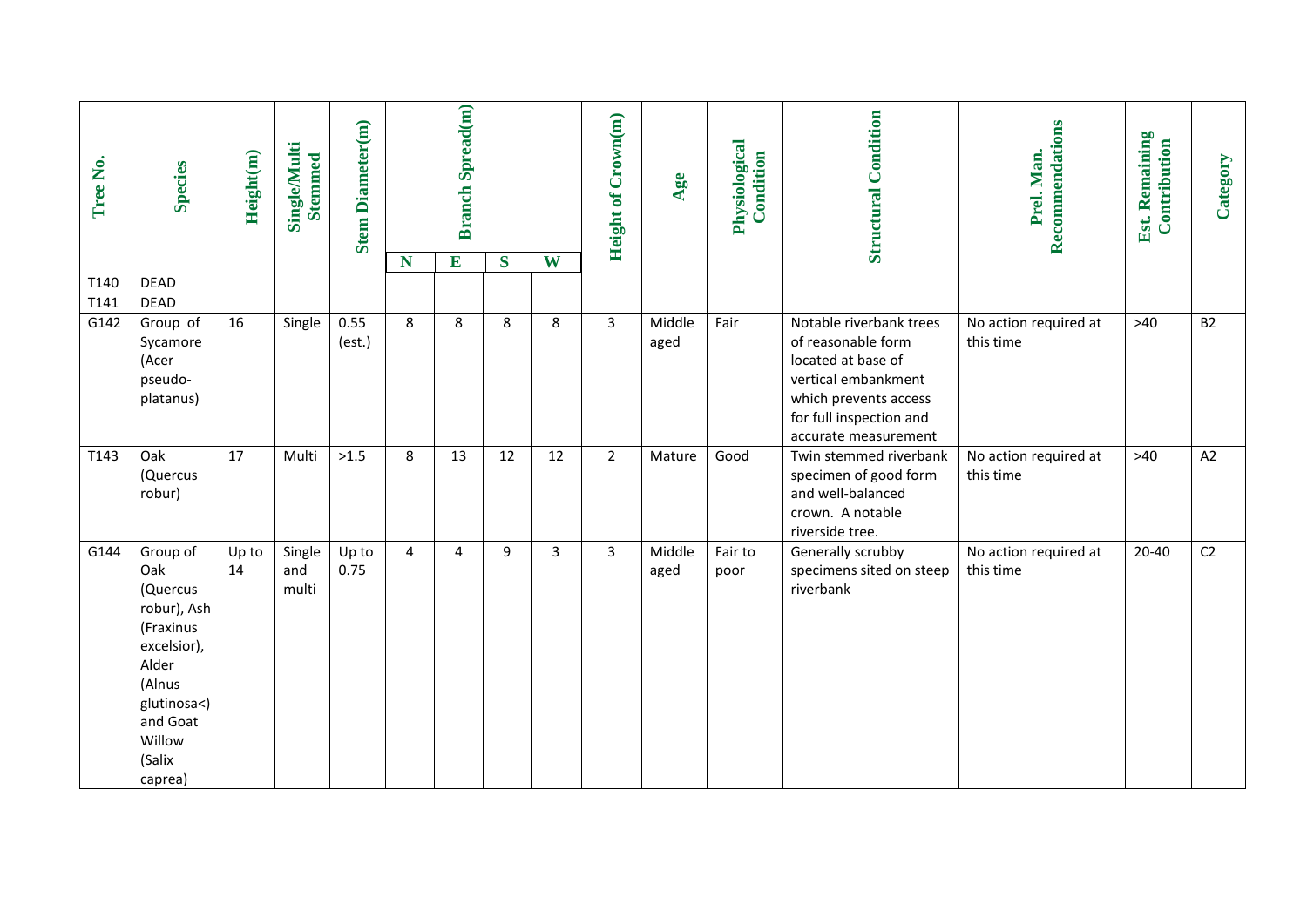| Tree No. | Species | Height(m) | Single/Multi Stemmed | Stem Diameter(m) | Branch Spread(m) | | | | Height of Crown(m) | Age | Physiological Condition | Structural Condition | Prel. Man. Recommendations | Est. Remaining Contribution | Category |
|---|---|---|---|---|---|---|---|---|---|---|---|---|---|---|---|
| | | | | | N | E | S | W | | | | | | | |
| T140 | DEAD | | | | | | | | | | | | | | |
| T141 | DEAD | | | | | | | | | | | | | | |
| G142 | Group of Sycamore (Acer pseudo-platanus) | 16 | Single | 0.55 (est.) | 8 | 8 | 8 | 8 | 3 | Middle aged | Fair | Notable riverbank trees of reasonable form located at base of vertical embankment which prevents access for full inspection and accurate measurement | No action required at this time | >40 | B2 |
| T143 | Oak (Quercus robur) | 17 | Multi | >1.5 | 8 | 13 | 12 | 12 | 2 | Mature | Good | Twin stemmed riverbank specimen of good form and well-balanced crown. A notable riverside tree. | No action required at this time | >40 | A2 |
| G144 | Group of Oak (Quercus robur), Ash (Fraxinus excelsior), Alder (Alnus glutinosa<) and Goat Willow (Salix caprea) | Up to 14 | Single and multi | Up to 0.75 | 4 | 4 | 9 | 3 | 3 | Middle aged | Fair to poor | Generally scrubby specimens sited on steep riverbank | No action required at this time | 20-40 | C2 |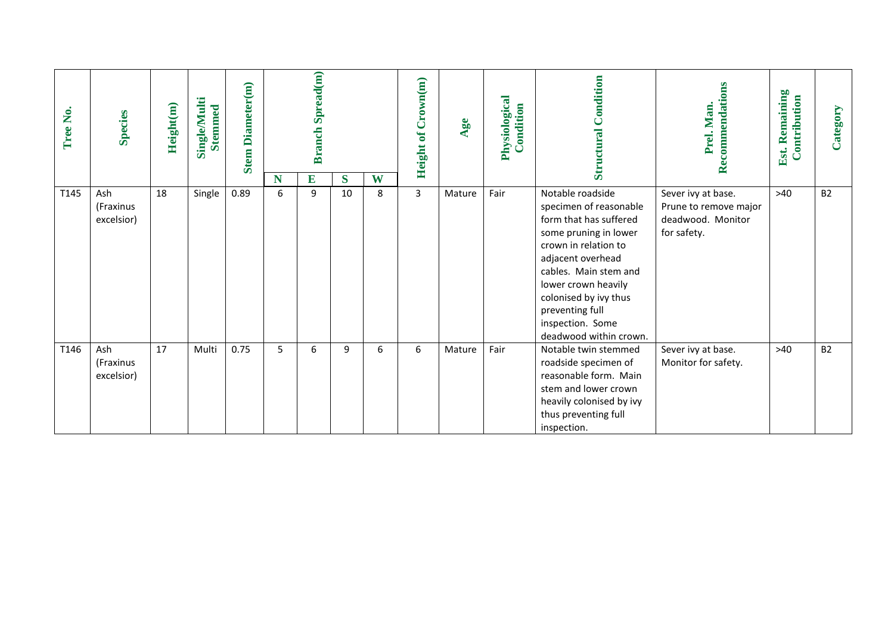| Tree No. | Species | Height(m) | Single/Multi Stemmed | Stem Diameter(m) | Branch Spread(m) | | | | Height of Crown(m) | Age | Physiological Condition | Structural Condition | Prel. Man. Recommendations | Est. Remaining Contribution | Category |
|---|---|---|---|---|---|---|---|---|---|---|---|---|---|---|---|
| | | | | | N | E | S | W | | | | | | | |
| T145 | Ash (Fraxinus excelsior) | 18 | Single | 0.89 | 6 | 9 | 10 | 8 | 3 | Mature | Fair | Notable roadside specimen of reasonable form that has suffered some pruning in lower crown in relation to adjacent overhead cables. Main stem and lower crown heavily colonised by ivy thus preventing full inspection. Some deadwood within crown. | Sever ivy at base. Prune to remove major deadwood. Monitor for safety. | >40 | B2 |
| T146 | Ash (Fraxinus excelsior) | 17 | Multi | 0.75 | 5 | 6 | 9 | 6 | 6 | Mature | Fair | Notable twin stemmed roadside specimen of reasonable form. Main stem and lower crown heavily colonised by ivy thus preventing full inspection. | Sever ivy at base. Monitor for safety. | >40 | B2 |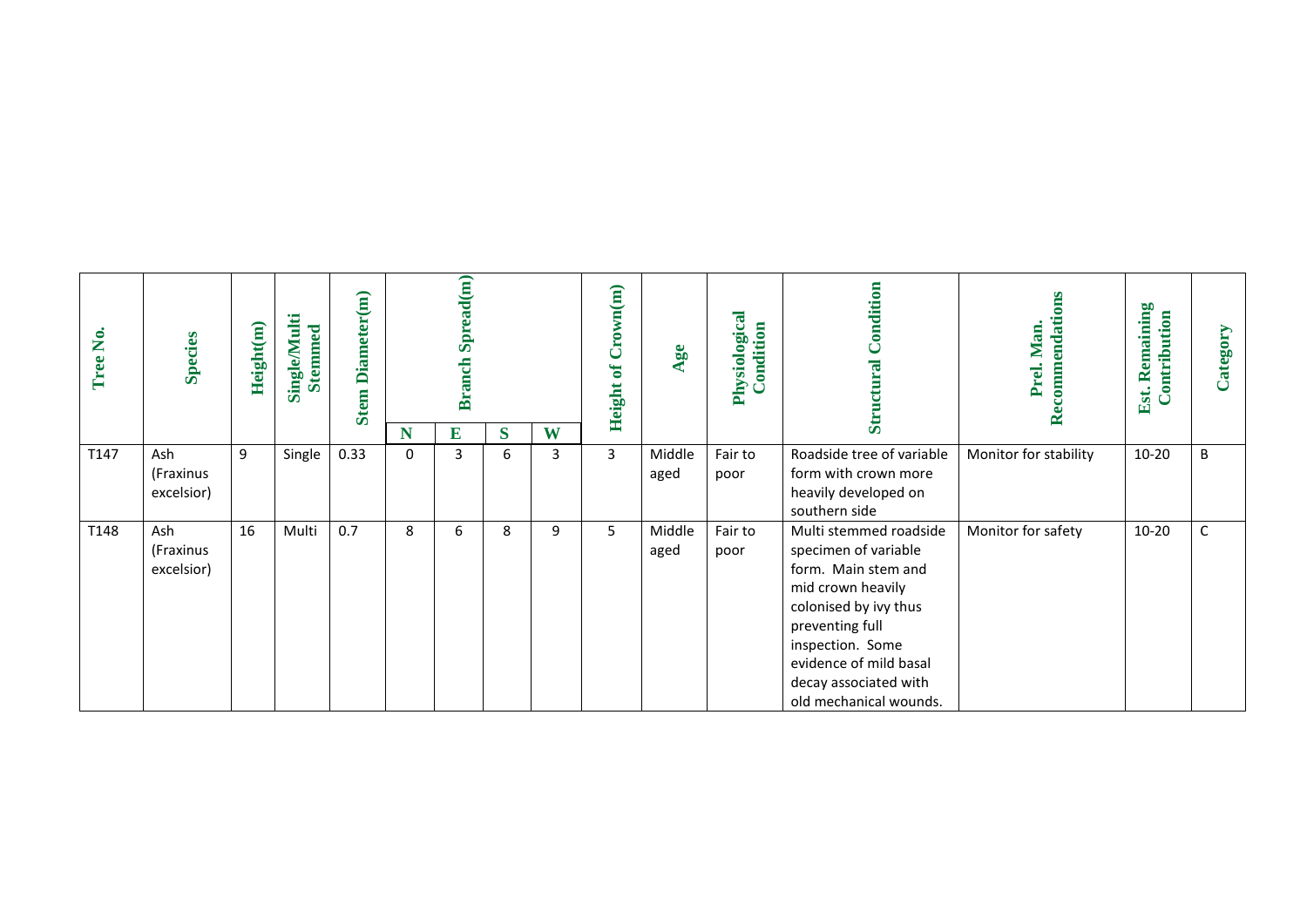| Tree No. | Species | Height(m) | Single/Multi Stemmed | Stem Diameter(m) | Branch Spread(m) | | | | Height of Crown(m) | Age | Physiological Condition | Structural Condition | Prel. Man. Recommendations | Est. Remaining Contribution | Category |
|---|---|---|---|---|---|---|---|---|---|---|---|---|---|---|---|
| | | | | | N | E | S | W | | | | | | | |
| T147 | Ash (Fraxinus excelsior) | 9 | Single | 0.33 | 0 | 3 | 6 | 3 | 3 | Middle aged | Fair to poor | Roadside tree of variable form with crown more heavily developed on southern side | Monitor for stability | 10-20 | B |
| T148 | Ash (Fraxinus excelsior) | 16 | Multi | 0.7 | 8 | 6 | 8 | 9 | 5 | Middle aged | Fair to poor | Multi stemmed roadside specimen of variable form. Main stem and mid crown heavily colonised by ivy thus preventing full inspection. Some evidence of mild basal decay associated with old mechanical wounds. | Monitor for safety | 10-20 | C |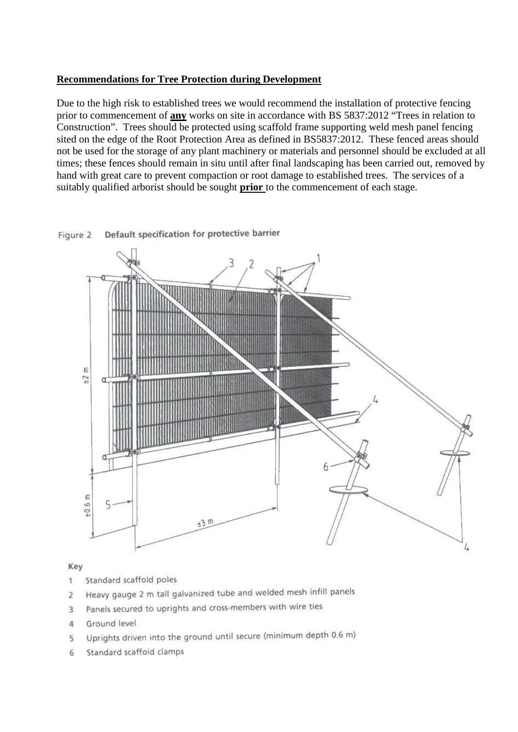**Recommendations for Tree Protection during Development**

Due to the high risk to established trees we would recommend the installation of protective fencing prior to commencement of **any** works on site in accordance with BS 5837:2012 "Trees in relation to Construction". Trees should be protected using scaffold frame supporting weld mesh panel fencing sited on the edge of the Root Protection Area as defined in BS5837:2012. These fenced areas should not be used for the storage of any plant machinery or materials and personnel should be excluded at all times; these fences should remain in situ until after final landscaping has been carried out, removed by hand with great care to prevent compaction or root damage to established trees. The services of a suitably qualified arborist should be sought **prior** to the commencement of each stage.

Figure 2 **Default specification for protective barrier**

≥2 m

≥0.6 m

≤3 m

1 2 3 4 5 6

Key

1 Standard scaffold poles
2 Heavy gauge 2 m tall galvanized tube and welded mesh infill panels
3 Panels secured to uprights and cross-members with wire ties
4 Ground level
5 Uprights driven into the ground until secure (minimum depth 0.6 m)
6 Standard scaffold clamps